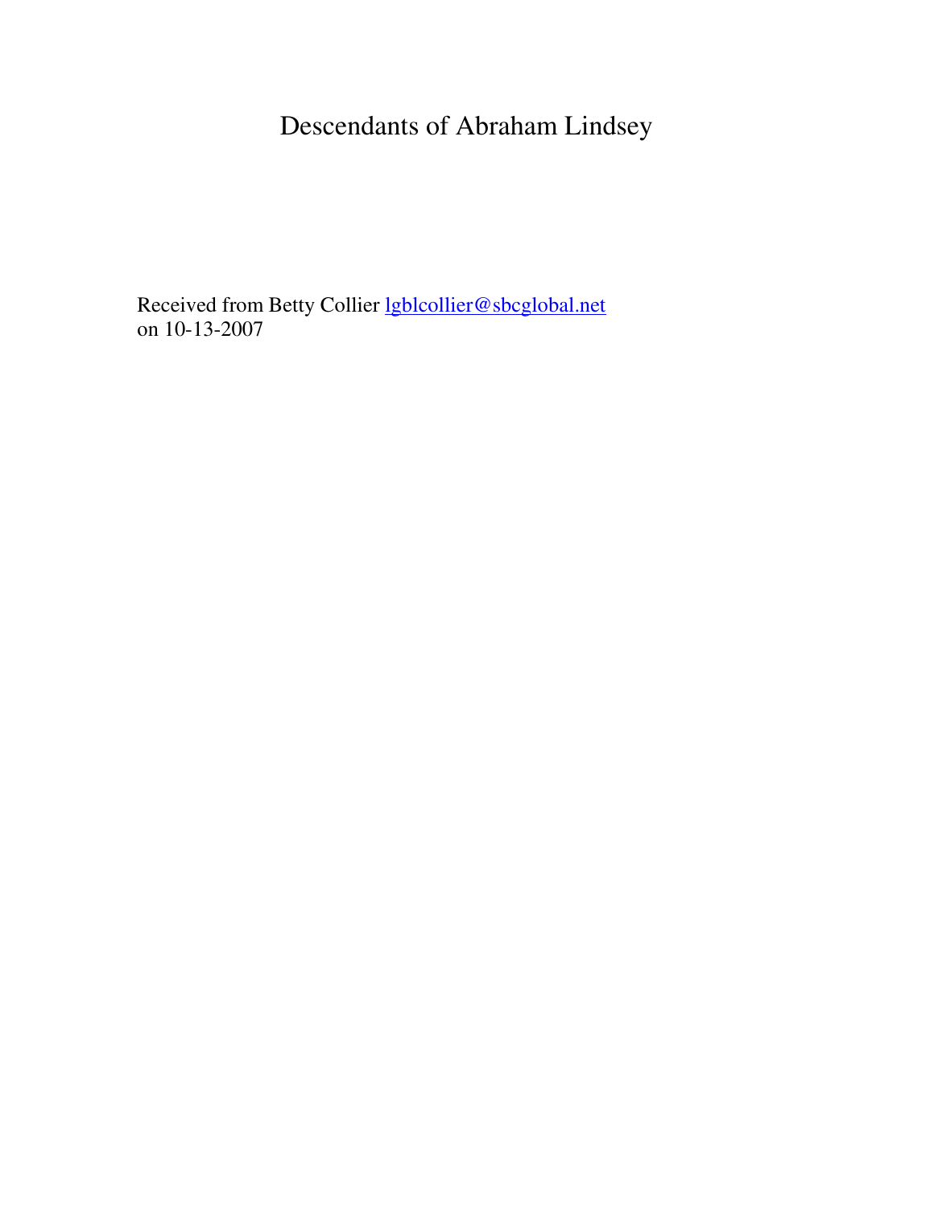# Descendants of Abraham Lindsey

Received from Betty Collier lgblcollier@sbcglobal.net
on 10-13-2007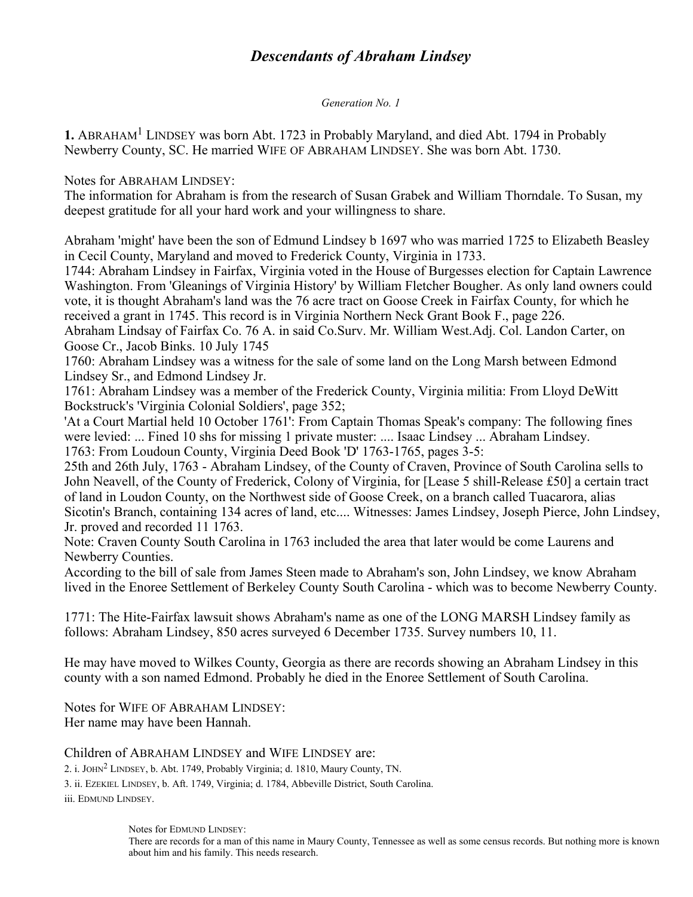# *Descendants of Abraham Lindsey*

*Generation No. 1*

**1.** ABRAHAM[1] LINDSEY was born Abt. 1723 in Probably Maryland, and died Abt. 1794 in Probably Newberry County, SC. He married WIFE OF ABRAHAM LINDSEY. She was born Abt. 1730.

Notes for ABRAHAM LINDSEY:
The information for Abraham is from the research of Susan Grabek and William Thorndale. To Susan, my deepest gratitude for all your hard work and your willingness to share.

Abraham 'might' have been the son of Edmund Lindsey b 1697 who was married 1725 to Elizabeth Beasley in Cecil County, Maryland and moved to Frederick County, Virginia in 1733.
1744: Abraham Lindsey in Fairfax, Virginia voted in the House of Burgesses election for Captain Lawrence Washington. From 'Gleanings of Virginia History' by William Fletcher Bougher. As only land owners could vote, it is thought Abraham's land was the 76 acre tract on Goose Creek in Fairfax County, for which he received a grant in 1745. This record is in Virginia Northern Neck Grant Book F., page 226.
Abraham Lindsay of Fairfax Co. 76 A. in said Co.Surv. Mr. William West.Adj. Col. Landon Carter, on Goose Cr., Jacob Binks. 10 July 1745
1760: Abraham Lindsey was a witness for the sale of some land on the Long Marsh between Edmond Lindsey Sr., and Edmond Lindsey Jr.
1761: Abraham Lindsey was a member of the Frederick County, Virginia militia: From Lloyd DeWitt Bockstruck's 'Virginia Colonial Soldiers', page 352;
'At a Court Martial held 10 October 1761': From Captain Thomas Speak's company: The following fines were levied: ... Fined 10 shs for missing 1 private muster: .... Isaac Lindsey ... Abraham Lindsey.
1763: From Loudoun County, Virginia Deed Book 'D' 1763-1765, pages 3-5:
25th and 26th July, 1763 - Abraham Lindsey, of the County of Craven, Province of South Carolina sells to John Neavell, of the County of Frederick, Colony of Virginia, for [Lease 5 shill-Release £50] a certain tract of land in Loudon County, on the Northwest side of Goose Creek, on a branch called Tuacarora, alias Sicotin's Branch, containing 134 acres of land, etc.... Witnesses: James Lindsey, Joseph Pierce, John Lindsey, Jr. proved and recorded 11 1763.
Note: Craven County South Carolina in 1763 included the area that later would be come Laurens and Newberry Counties.
According to the bill of sale from James Steen made to Abraham's son, John Lindsey, we know Abraham lived in the Enoree Settlement of Berkeley County South Carolina - which was to become Newberry County.

1771: The Hite-Fairfax lawsuit shows Abraham's name as one of the LONG MARSH Lindsey family as follows: Abraham Lindsey, 850 acres surveyed 6 December 1735. Survey numbers 10, 11.

He may have moved to Wilkes County, Georgia as there are records showing an Abraham Lindsey in this county with a son named Edmond. Probably he died in the Enoree Settlement of South Carolina.

Notes for WIFE OF ABRAHAM LINDSEY:
Her name may have been Hannah.

Children of ABRAHAM LINDSEY and WIFE LINDSEY are:

2. i. JOHN[2] LINDSEY, b. Abt. 1749, Probably Virginia; d. 1810, Maury County, TN.

3. ii. EZEKIEL LINDSEY, b. Aft. 1749, Virginia; d. 1784, Abbeville District, South Carolina.

iii. EDMUND LINDSEY.

> Notes for EDMUND LINDSEY:
> There are records for a man of this name in Maury County, Tennessee as well as some census records. But nothing more is known about him and his family. This needs research.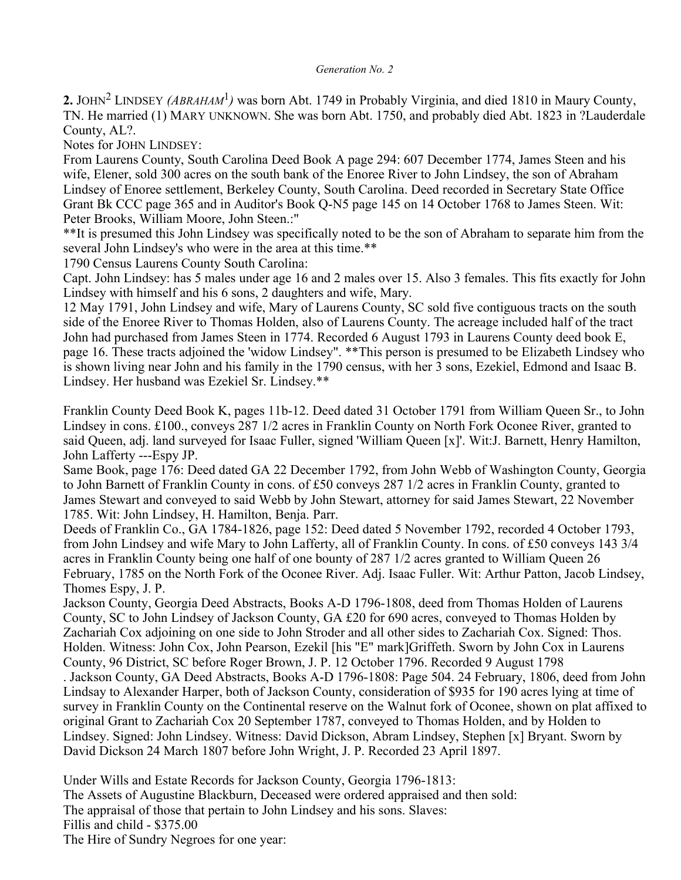*Generation No. 2*

**2.** JOHN[2] LINDSEY *(ABRAHAM[1])* was born Abt. 1749 in Probably Virginia, and died 1810 in Maury County, TN. He married (1) MARY UNKNOWN. She was born Abt. 1750, and probably died Abt. 1823 in ?Lauderdale County, AL?.

Notes for JOHN LINDSEY:

From Laurens County, South Carolina Deed Book A page 294: 607 December 1774, James Steen and his wife, Elener, sold 300 acres on the south bank of the Enoree River to John Lindsey, the son of Abraham Lindsey of Enoree settlement, Berkeley County, South Carolina. Deed recorded in Secretary State Office Grant Bk CCC page 365 and in Auditor's Book Q-N5 page 145 on 14 October 1768 to James Steen. Wit: Peter Brooks, William Moore, John Steen.:"

**It is presumed this John Lindsey was specifically noted to be the son of Abraham to separate him from the several John Lindsey's who were in the area at this time.**

1790 Census Laurens County South Carolina:

Capt. John Lindsey: has 5 males under age 16 and 2 males over 15. Also 3 females. This fits exactly for John Lindsey with himself and his 6 sons, 2 daughters and wife, Mary.

12 May 1791, John Lindsey and wife, Mary of Laurens County, SC sold five contiguous tracts on the south side of the Enoree River to Thomas Holden, also of Laurens County. The acreage included half of the tract John had purchased from James Steen in 1774. Recorded 6 August 1793 in Laurens County deed book E, page 16. These tracts adjoined the 'widow Lindsey". **This person is presumed to be Elizabeth Lindsey who is shown living near John and his family in the 1790 census, with her 3 sons, Ezekiel, Edmond and Isaac B. Lindsey. Her husband was Ezekiel Sr. Lindsey.**

Franklin County Deed Book K, pages 11b-12. Deed dated 31 October 1791 from William Queen Sr., to John Lindsey in cons. £100., conveys 287 1/2 acres in Franklin County on North Fork Oconee River, granted to said Queen, adj. land surveyed for Isaac Fuller, signed 'William Queen [x]'. Wit:J. Barnett, Henry Hamilton, John Lafferty ---Espy JP.

Same Book, page 176: Deed dated GA 22 December 1792, from John Webb of Washington County, Georgia to John Barnett of Franklin County in cons. of £50 conveys 287 1/2 acres in Franklin County, granted to James Stewart and conveyed to said Webb by John Stewart, attorney for said James Stewart, 22 November 1785. Wit: John Lindsey, H. Hamilton, Benja. Parr.

Deeds of Franklin Co., GA 1784-1826, page 152: Deed dated 5 November 1792, recorded 4 October 1793, from John Lindsey and wife Mary to John Lafferty, all of Franklin County. In cons. of £50 conveys 143 3/4 acres in Franklin County being one half of one bounty of 287 1/2 acres granted to William Queen 26 February, 1785 on the North Fork of the Oconee River. Adj. Isaac Fuller. Wit: Arthur Patton, Jacob Lindsey, Thomes Espy, J. P.

Jackson County, Georgia Deed Abstracts, Books A-D 1796-1808, deed from Thomas Holden of Laurens County, SC to John Lindsey of Jackson County, GA £20 for 690 acres, conveyed to Thomas Holden by Zachariah Cox adjoining on one side to John Stroder and all other sides to Zachariah Cox. Signed: Thos. Holden. Witness: John Cox, John Pearson, Ezekil [his "E" mark]Griffeth. Sworn by John Cox in Laurens County, 96 District, SC before Roger Brown, J. P. 12 October 1796. Recorded 9 August 1798

. Jackson County, GA Deed Abstracts, Books A-D 1796-1808: Page 504. 24 February, 1806, deed from John Lindsay to Alexander Harper, both of Jackson County, consideration of $935 for 190 acres lying at time of survey in Franklin County on the Continental reserve on the Walnut fork of Oconee, shown on plat affixed to original Grant to Zachariah Cox 20 September 1787, conveyed to Thomas Holden, and by Holden to Lindsey. Signed: John Lindsey. Witness: David Dickson, Abram Lindsey, Stephen [x] Bryant. Sworn by David Dickson 24 March 1807 before John Wright, J. P. Recorded 23 April 1897.

Under Wills and Estate Records for Jackson County, Georgia 1796-1813:

The Assets of Augustine Blackburn, Deceased were ordered appraised and then sold:

The appraisal of those that pertain to John Lindsey and his sons. Slaves:

Fillis and child - $375.00

The Hire of Sundry Negroes for one year: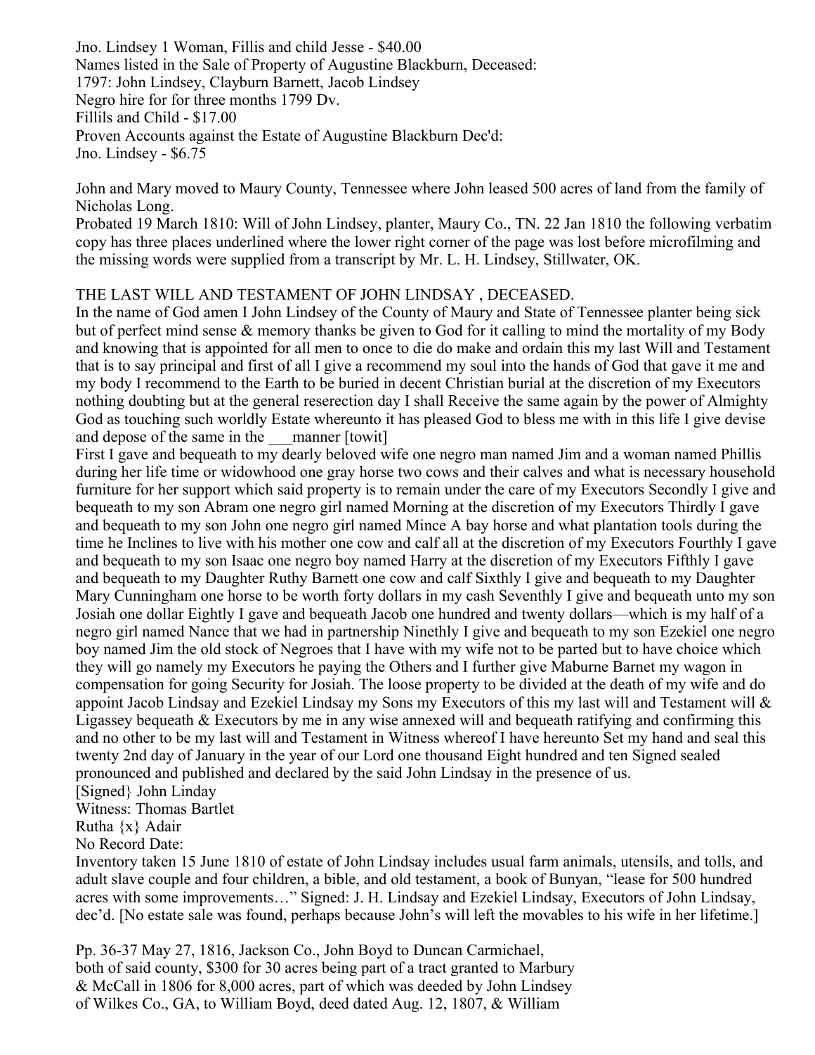Jno. Lindsey 1 Woman, Fillis and child Jesse - $40.00
Names listed in the Sale of Property of Augustine Blackburn, Deceased:
1797: John Lindsey, Clayburn Barnett, Jacob Lindsey
Negro hire for for three months 1799 Dv.
Fillils and Child - $17.00
Proven Accounts against the Estate of Augustine Blackburn Dec'd:
Jno. Lindsey - $6.75

John and Mary moved to Maury County, Tennessee where John leased 500 acres of land from the family of Nicholas Long.
Probated 19 March 1810: Will of John Lindsey, planter, Maury Co., TN. 22 Jan 1810 the following verbatim copy has three places underlined where the lower right corner of the page was lost before microfilming and the missing words were supplied from a transcript by Mr. L. H. Lindsey, Stillwater, OK.

THE LAST WILL AND TESTAMENT OF JOHN LINDSAY , DECEASED.
In the name of God amen I John Lindsey of the County of Maury and State of Tennessee planter being sick but of perfect mind sense & memory thanks be given to God for it calling to mind the mortality of my Body and knowing that is appointed for all men to once to die do make and ordain this my last Will and Testament that is to say principal and first of all I give a recommend my soul into the hands of God that gave it me and my body I recommend to the Earth to be buried in decent Christian burial at the discretion of my Executors nothing doubting but at the general reserection day I shall Receive the same again by the power of Almighty God as touching such worldly Estate whereunto it has pleased God to bless me with in this life I give devise and depose of the same in the ___manner [towit]
First I gave and bequeath to my dearly beloved wife one negro man named Jim and a woman named Phillis during her life time or widowhood one gray horse two cows and their calves and what is necessary household furniture for her support which said property is to remain under the care of my Executors Secondly I give and bequeath to my son Abram one negro girl named Morning at the discretion of my Executors Thirdly I gave and bequeath to my son John one negro girl named Mince A bay horse and what plantation tools during the time he Inclines to live with his mother one cow and calf all at the discretion of my Executors Fourthly I gave and bequeath to my son Isaac one negro boy named Harry at the discretion of my Executors Fifthly I gave and bequeath to my Daughter Ruthy Barnett one cow and calf Sixthly I give and bequeath to my Daughter Mary Cunningham one horse to be worth forty dollars in my cash Seventhly I give and bequeath unto my son Josiah one dollar Eightly I gave and bequeath Jacob one hundred and twenty dollars—which is my half of a negro girl named Nance that we had in partnership Ninethly I give and bequeath to my son Ezekiel one negro boy named Jim the old stock of Negroes that I have with my wife not to be parted but to have choice which they will go namely my Executors he paying the Others and I further give Maburne Barnet my wagon in compensation for going Security for Josiah. The loose property to be divided at the death of my wife and do appoint Jacob Lindsay and Ezekiel Lindsay my Sons my Executors of this my last will and Testament will & Ligassey bequeath & Executors by me in any wise annexed will and bequeath ratifying and confirming this and no other to be my last will and Testament in Witness whereof I have hereunto Set my hand and seal this twenty 2nd day of January in the year of our Lord one thousand Eight hundred and ten Signed sealed pronounced and published and declared by the said John Lindsay in the presence of us.
[Signed} John Linday
Witness: Thomas Bartlet
Rutha {x} Adair
No Record Date:
Inventory taken 15 June 1810 of estate of John Lindsay includes usual farm animals, utensils, and tolls, and adult slave couple and four children, a bible, and old testament, a book of Bunyan, "lease for 500 hundred acres with some improvements…" Signed: J. H. Lindsay and Ezekiel Lindsay, Executors of John Lindsay, dec'd. [No estate sale was found, perhaps because John's will left the movables to his wife in her lifetime.]

Pp. 36-37 May 27, 1816, Jackson Co., John Boyd to Duncan Carmichael, both of said county, $300 for 30 acres being part of a tract granted to Marbury & McCall in 1806 for 8,000 acres, part of which was deeded by John Lindsey of Wilkes Co., GA, to William Boyd, deed dated Aug. 12, 1807, & William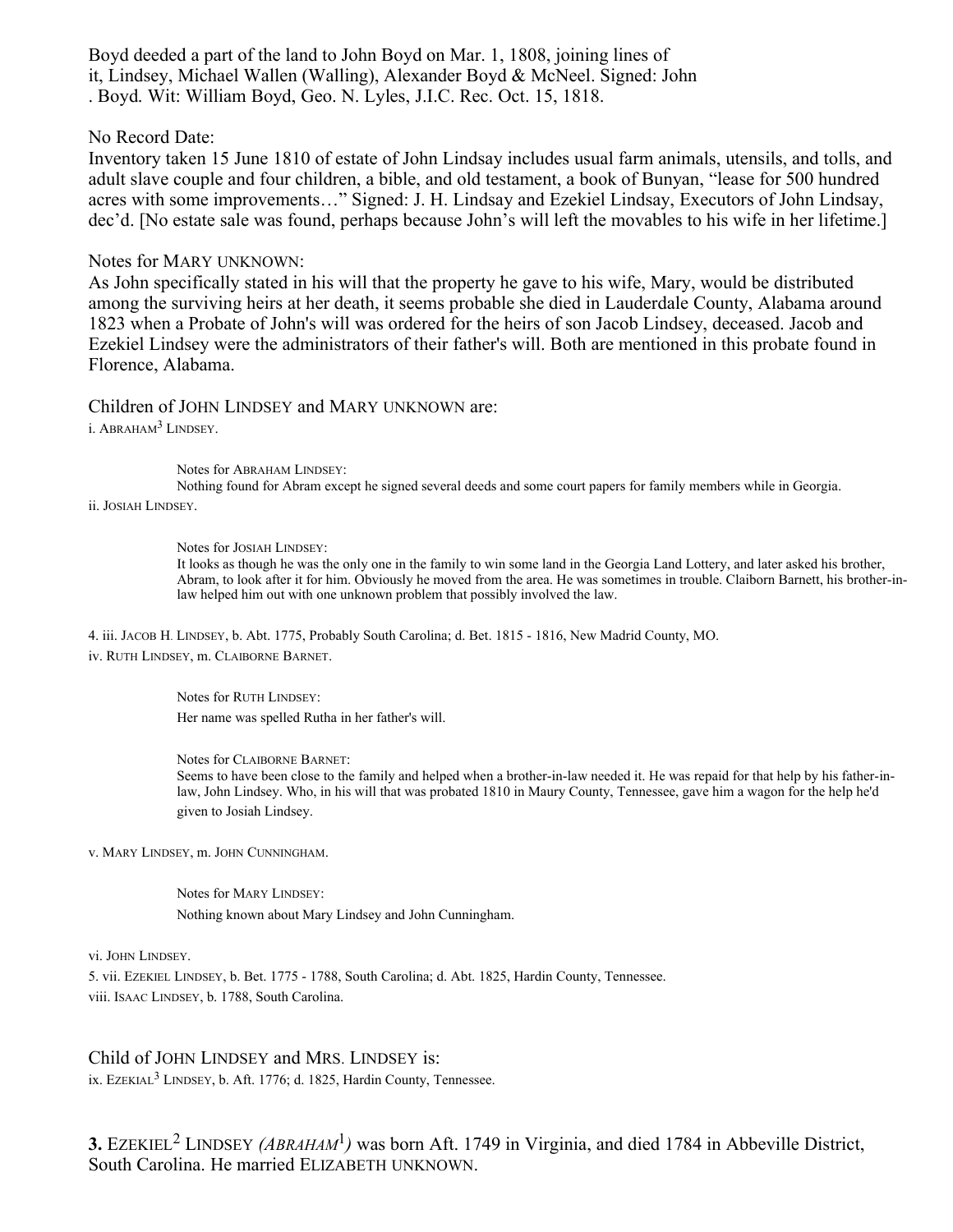Boyd deeded a part of the land to John Boyd on Mar. 1, 1808, joining lines of it, Lindsey, Michael Wallen (Walling), Alexander Boyd & McNeel. Signed: John . Boyd. Wit: William Boyd, Geo. N. Lyles, J.I.C. Rec. Oct. 15, 1818.

No Record Date:
Inventory taken 15 June 1810 of estate of John Lindsay includes usual farm animals, utensils, and tolls, and adult slave couple and four children, a bible, and old testament, a book of Bunyan, "lease for 500 hundred acres with some improvements…" Signed: J. H. Lindsay and Ezekiel Lindsay, Executors of John Lindsay, dec'd. [No estate sale was found, perhaps because John's will left the movables to his wife in her lifetime.]

Notes for MARY UNKNOWN:
As John specifically stated in his will that the property he gave to his wife, Mary, would be distributed among the surviving heirs at her death, it seems probable she died in Lauderdale County, Alabama around 1823 when a Probate of John's will was ordered for the heirs of son Jacob Lindsey, deceased. Jacob and Ezekiel Lindsey were the administrators of their father's will. Both are mentioned in this probate found in Florence, Alabama.

Children of JOHN LINDSEY and MARY UNKNOWN are:

i. ABRAHAM[3] LINDSEY.

> Notes for ABRAHAM LINDSEY:
> Nothing found for Abram except he signed several deeds and some court papers for family members while in Georgia.

ii. JOSIAH LINDSEY.

> Notes for JOSIAH LINDSEY:
> It looks as though he was the only one in the family to win some land in the Georgia Land Lottery, and later asked his brother, Abram, to look after it for him. Obviously he moved from the area. He was sometimes in trouble. Claiborn Barnett, his brother-in-law helped him out with one unknown problem that possibly involved the law.

4. iii. JACOB H. LINDSEY, b. Abt. 1775, Probably South Carolina; d. Bet. 1815 - 1816, New Madrid County, MO.

iv. RUTH LINDSEY, m. CLAIBORNE BARNET.

> Notes for RUTH LINDSEY:
> Her name was spelled Rutha in her father's will.
>
> Notes for CLAIBORNE BARNET:
> Seems to have been close to the family and helped when a brother-in-law needed it. He was repaid for that help by his father-in-law, John Lindsey. Who, in his will that was probated 1810 in Maury County, Tennessee, gave him a wagon for the help he'd given to Josiah Lindsey.

v. MARY LINDSEY, m. JOHN CUNNINGHAM.

> Notes for MARY LINDSEY:
> Nothing known about Mary Lindsey and John Cunningham.

vi. JOHN LINDSEY.

5. vii. EZEKIEL LINDSEY, b. Bet. 1775 - 1788, South Carolina; d. Abt. 1825, Hardin County, Tennessee.

viii. ISAAC LINDSEY, b. 1788, South Carolina.

Child of JOHN LINDSEY and MRS. LINDSEY is:

ix. EZEKIAL[3] LINDSEY, b. Aft. 1776; d. 1825, Hardin County, Tennessee.

**3.** EZEKIEL[2] LINDSEY *(ABRAHAM[1])* was born Aft. 1749 in Virginia, and died 1784 in Abbeville District, South Carolina. He married ELIZABETH UNKNOWN.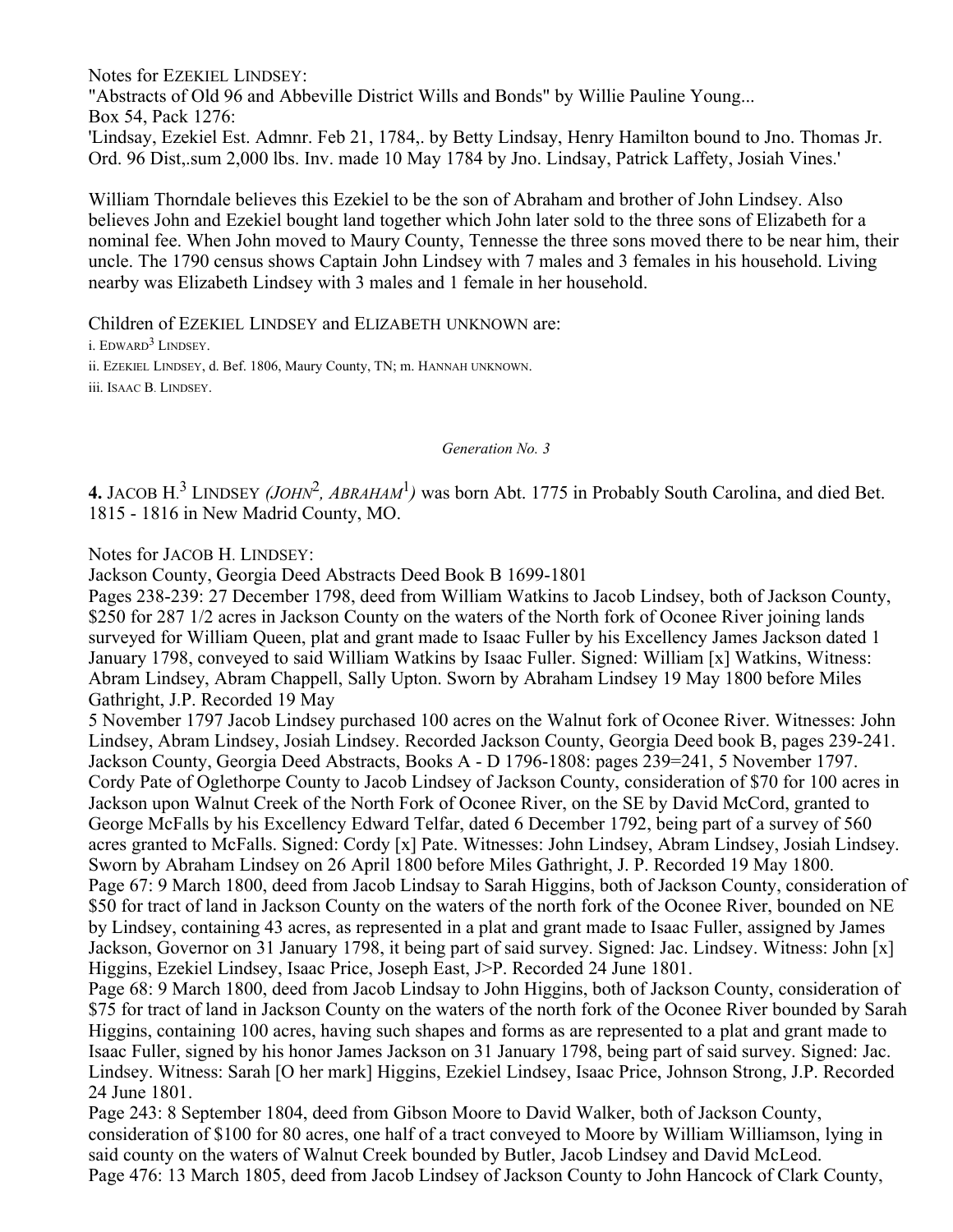Notes for EZEKIEL LINDSEY:
"Abstracts of Old 96 and Abbeville District Wills and Bonds" by Willie Pauline Young...
Box 54, Pack 1276:
'Lindsay, Ezekiel Est. Admnr. Feb 21, 1784,. by Betty Lindsay, Henry Hamilton bound to Jno. Thomas Jr. Ord. 96 Dist,.sum 2,000 lbs. Inv. made 10 May 1784 by Jno. Lindsay, Patrick Laffety, Josiah Vines.'

William Thorndale believes this Ezekiel to be the son of Abraham and brother of John Lindsey. Also believes John and Ezekiel bought land together which John later sold to the three sons of Elizabeth for a nominal fee. When John moved to Maury County, Tennesse the three sons moved there to be near him, their uncle. The 1790 census shows Captain John Lindsey with 7 males and 3 females in his household. Living nearby was Elizabeth Lindsey with 3 males and 1 female in her household.

Children of EZEKIEL LINDSEY and ELIZABETH UNKNOWN are:

i. EDWARD[3] LINDSEY.
ii. EZEKIEL LINDSEY, d. Bef. 1806, Maury County, TN; m. HANNAH UNKNOWN.
iii. ISAAC B. LINDSEY.

*Generation No. 3*

**4.** JACOB H.[3] LINDSEY *(JOHN[2], ABRAHAM[1])* was born Abt. 1775 in Probably South Carolina, and died Bet. 1815 - 1816 in New Madrid County, MO.

Notes for JACOB H. LINDSEY:
Jackson County, Georgia Deed Abstracts Deed Book B 1699-1801
Pages 238-239: 27 December 1798, deed from William Watkins to Jacob Lindsey, both of Jackson County, $250 for 287 1/2 acres in Jackson County on the waters of the North fork of Oconee River joining lands surveyed for William Queen, plat and grant made to Isaac Fuller by his Excellency James Jackson dated 1 January 1798, conveyed to said William Watkins by Isaac Fuller. Signed: William [x] Watkins, Witness: Abram Lindsey, Abram Chappell, Sally Upton. Sworn by Abraham Lindsey 19 May 1800 before Miles Gathright, J.P. Recorded 19 May
5 November 1797 Jacob Lindsey purchased 100 acres on the Walnut fork of Oconee River. Witnesses: John Lindsey, Abram Lindsey, Josiah Lindsey. Recorded Jackson County, Georgia Deed book B, pages 239-241.
Jackson County, Georgia Deed Abstracts, Books A - D 1796-1808: pages 239=241, 5 November 1797. Cordy Pate of Oglethorpe County to Jacob Lindsey of Jackson County, consideration of $70 for 100 acres in Jackson upon Walnut Creek of the North Fork of Oconee River, on the SE by David McCord, granted to George McFalls by his Excellency Edward Telfar, dated 6 December 1792, being part of a survey of 560 acres granted to McFalls. Signed: Cordy [x] Pate. Witnesses: John Lindsey, Abram Lindsey, Josiah Lindsey. Sworn by Abraham Lindsey on 26 April 1800 before Miles Gathright, J. P. Recorded 19 May 1800.
Page 67: 9 March 1800, deed from Jacob Lindsay to Sarah Higgins, both of Jackson County, consideration of $50 for tract of land in Jackson County on the waters of the north fork of the Oconee River, bounded on NE by Lindsey, containing 43 acres, as represented in a plat and grant made to Isaac Fuller, assigned by James Jackson, Governor on 31 January 1798, it being part of said survey. Signed: Jac. Lindsey. Witness: John [x] Higgins, Ezekiel Lindsey, Isaac Price, Joseph East, J>P. Recorded 24 June 1801.
Page 68: 9 March 1800, deed from Jacob Lindsay to John Higgins, both of Jackson County, consideration of $75 for tract of land in Jackson County on the waters of the north fork of the Oconee River bounded by Sarah Higgins, containing 100 acres, having such shapes and forms as are represented to a plat and grant made to Isaac Fuller, signed by his honor James Jackson on 31 January 1798, being part of said survey. Signed: Jac. Lindsey. Witness: Sarah [O her mark] Higgins, Ezekiel Lindsey, Isaac Price, Johnson Strong, J.P. Recorded 24 June 1801.
Page 243: 8 September 1804, deed from Gibson Moore to David Walker, both of Jackson County, consideration of $100 for 80 acres, one half of a tract conveyed to Moore by William Williamson, lying in said county on the waters of Walnut Creek bounded by Butler, Jacob Lindsey and David McLeod.
Page 476: 13 March 1805, deed from Jacob Lindsey of Jackson County to John Hancock of Clark County,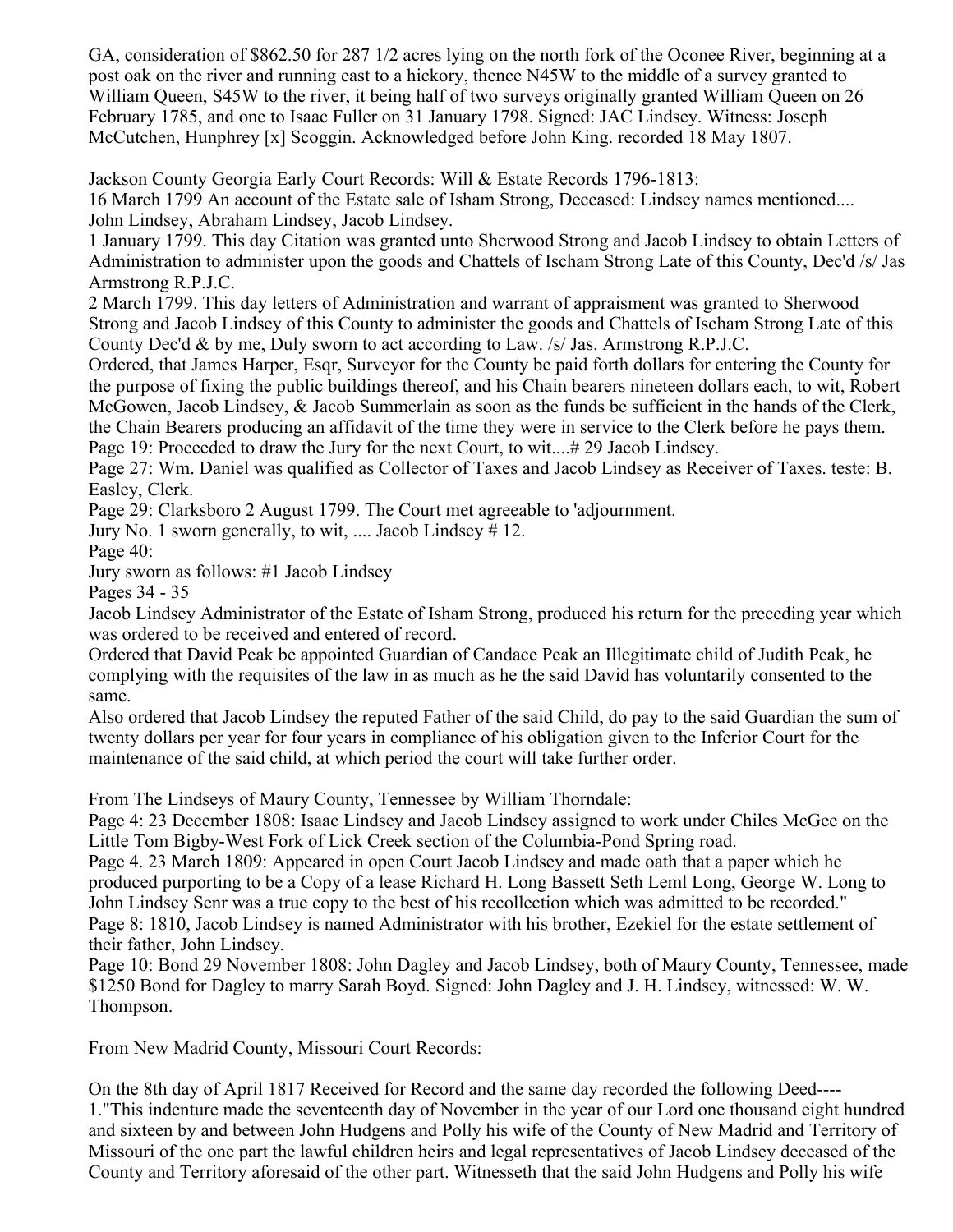GA, consideration of $862.50 for 287 1/2 acres lying on the north fork of the Oconee River, beginning at a post oak on the river and running east to a hickory, thence N45W to the middle of a survey granted to William Queen, S45W to the river, it being half of two surveys originally granted William Queen on 26 February 1785, and one to Isaac Fuller on 31 January 1798. Signed: JAC Lindsey. Witness: Joseph McCutchen, Hunphrey [x] Scoggin. Acknowledged before John King. recorded 18 May 1807.

Jackson County Georgia Early Court Records: Will & Estate Records 1796-1813:
16 March 1799 An account of the Estate sale of Isham Strong, Deceased: Lindsey names mentioned.... John Lindsey, Abraham Lindsey, Jacob Lindsey.
1 January 1799. This day Citation was granted unto Sherwood Strong and Jacob Lindsey to obtain Letters of Administration to administer upon the goods and Chattels of Ischam Strong Late of this County, Dec'd /s/ Jas Armstrong R.P.J.C.
2 March 1799. This day letters of Administration and warrant of appraisment was granted to Sherwood Strong and Jacob Lindsey of this County to administer the goods and Chattels of Ischam Strong Late of this County Dec'd & by me, Duly sworn to act according to Law. /s/ Jas. Armstrong R.P.J.C.
Ordered, that James Harper, Esqr, Surveyor for the County be paid forth dollars for entering the County for the purpose of fixing the public buildings thereof, and his Chain bearers nineteen dollars each, to wit, Robert McGowen, Jacob Lindsey, & Jacob Summerlain as soon as the funds be sufficient in the hands of the Clerk, the Chain Bearers producing an affidavit of the time they were in service to the Clerk before he pays them.
Page 19: Proceeded to draw the Jury for the next Court, to wit....# 29 Jacob Lindsey.
Page 27: Wm. Daniel was qualified as Collector of Taxes and Jacob Lindsey as Receiver of Taxes. teste: B. Easley, Clerk.
Page 29: Clarksboro 2 August 1799. The Court met agreeable to 'adjournment.
Jury No. 1 sworn generally, to wit, .... Jacob Lindsey # 12.
Page 40:
Jury sworn as follows: #1 Jacob Lindsey
Pages 34 - 35
Jacob Lindsey Administrator of the Estate of Isham Strong, produced his return for the preceding year which was ordered to be received and entered of record.
Ordered that David Peak be appointed Guardian of Candace Peak an Illegitimate child of Judith Peak, he complying with the requisites of the law in as much as he the said David has voluntarily consented to the same.
Also ordered that Jacob Lindsey the reputed Father of the said Child, do pay to the said Guardian the sum of twenty dollars per year for four years in compliance of his obligation given to the Inferior Court for the maintenance of the said child, at which period the court will take further order.

From The Lindseys of Maury County, Tennessee by William Thorndale:
Page 4: 23 December 1808: Isaac Lindsey and Jacob Lindsey assigned to work under Chiles McGee on the Little Tom Bigby-West Fork of Lick Creek section of the Columbia-Pond Spring road.
Page 4. 23 March 1809: Appeared in open Court Jacob Lindsey and made oath that a paper which he produced purporting to be a Copy of a lease Richard H. Long Bassett Seth Leml Long, George W. Long to John Lindsey Senr was a true copy to the best of his recollection which was admitted to be recorded."
Page 8: 1810, Jacob Lindsey is named Administrator with his brother, Ezekiel for the estate settlement of their father, John Lindsey.
Page 10: Bond 29 November 1808: John Dagley and Jacob Lindsey, both of Maury County, Tennessee, made $1250 Bond for Dagley to marry Sarah Boyd. Signed: John Dagley and J. H. Lindsey, witnessed: W. W. Thompson.

From New Madrid County, Missouri Court Records:

On the 8th day of April 1817 Received for Record and the same day recorded the following Deed----
1."This indenture made the seventeenth day of November in the year of our Lord one thousand eight hundred and sixteen by and between John Hudgens and Polly his wife of the County of New Madrid and Territory of Missouri of the one part the lawful children heirs and legal representatives of Jacob Lindsey deceased of the County and Territory aforesaid of the other part. Witnesseth that the said John Hudgens and Polly his wife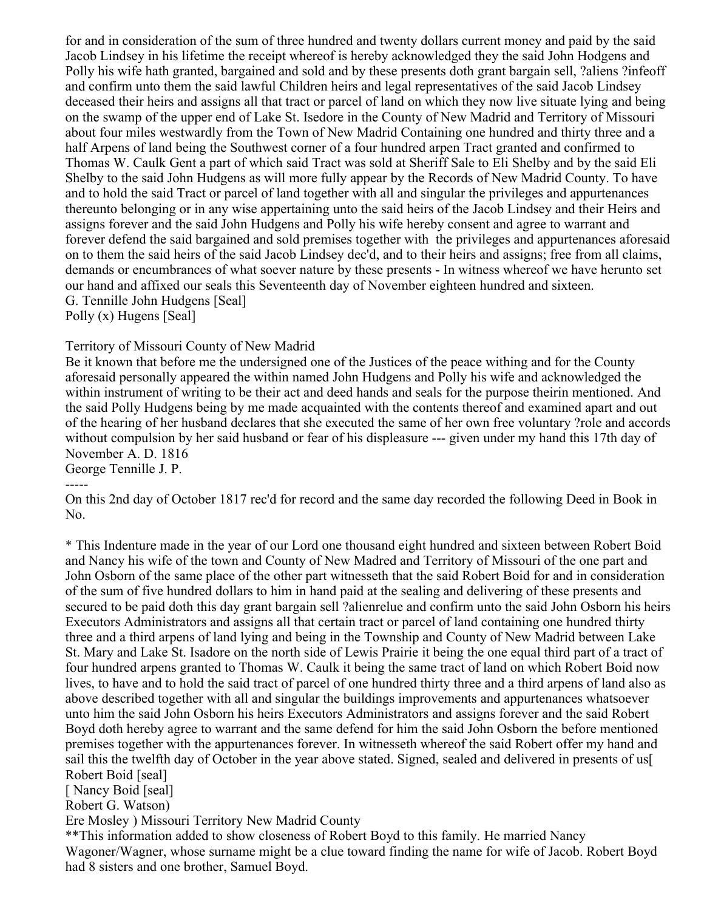for and in consideration of the sum of three hundred and twenty dollars current money and paid by the said Jacob Lindsey in his lifetime the receipt whereof is hereby acknowledged they the said John Hodgens and Polly his wife hath granted, bargained and sold and by these presents doth grant bargain sell, ?aliens ?infeoff and confirm unto them the said lawful Children heirs and legal representatives of the said Jacob Lindsey deceased their heirs and assigns all that tract or parcel of land on which they now live situate lying and being on the swamp of the upper end of Lake St. Isedore in the County of New Madrid and Territory of Missouri about four miles westwardly from the Town of New Madrid Containing one hundred and thirty three and a half Arpens of land being the Southwest corner of a four hundred arpen Tract granted and confirmed to Thomas W. Caulk Gent a part of which said Tract was sold at Sheriff Sale to Eli Shelby and by the said Eli Shelby to the said John Hudgens as will more fully appear by the Records of New Madrid County. To have and to hold the said Tract or parcel of land together with all and singular the privileges and appurtenances thereunto belonging or in any wise appertaining unto the said heirs of the Jacob Lindsey and their Heirs and assigns forever and the said John Hudgens and Polly his wife hereby consent and agree to warrant and forever defend the said bargained and sold premises together with the privileges and appurtenances aforesaid on to them the said heirs of the said Jacob Lindsey dec'd, and to their heirs and assigns; free from all claims, demands or encumbrances of what soever nature by these presents - In witness whereof we have herunto set our hand and affixed our seals this Seventeenth day of November eighteen hundred and sixteen.
G. Tennille John Hudgens [Seal]
Polly (x) Hugens [Seal]

Territory of Missouri County of New Madrid
Be it known that before me the undersigned one of the Justices of the peace withing and for the County aforesaid personally appeared the within named John Hudgens and Polly his wife and acknowledged the within instrument of writing to be their act and deed hands and seals for the purpose theirin mentioned. And the said Polly Hudgens being by me made acquainted with the contents thereof and examined apart and out of the hearing of her husband declares that she executed the same of her own free voluntary ?role and accords without compulsion by her said husband or fear of his displeasure --- given under my hand this 17th day of November A. D. 1816
George Tennille J. P.
-----
On this 2nd day of October 1817 rec'd for record and the same day recorded the following Deed in Book in No.

* This Indenture made in the year of our Lord one thousand eight hundred and sixteen between Robert Boid and Nancy his wife of the town and County of New Madred and Territory of Missouri of the one part and John Osborn of the same place of the other part witnesseth that the said Robert Boid for and in consideration of the sum of five hundred dollars to him in hand paid at the sealing and delivering of these presents and secured to be paid doth this day grant bargain sell ?alienrelue and confirm unto the said John Osborn his heirs Executors Administrators and assigns all that certain tract or parcel of land containing one hundred thirty three and a third arpens of land lying and being in the Township and County of New Madrid between Lake St. Mary and Lake St. Isadore on the north side of Lewis Prairie it being the one equal third part of a tract of four hundred arpens granted to Thomas W. Caulk it being the same tract of land on which Robert Boid now lives, to have and to hold the said tract of parcel of one hundred thirty three and a third arpens of land also as above described together with all and singular the buildings improvements and appurtenances whatsoever unto him the said John Osborn his heirs Executors Administrators and assigns forever and the said Robert Boyd doth hereby agree to warrant and the same defend for him the said John Osborn the before mentioned premises together with the appurtenances forever. In witnesseth whereof the said Robert offer my hand and sail this the twelfth day of October in the year above stated. Signed, sealed and delivered in presents of us[
Robert Boid [seal]
[ Nancy Boid [seal]
Robert G. Watson)
Ere Mosley ) Missouri Territory New Madrid County
**This information added to show closeness of Robert Boyd to this family. He married Nancy Wagoner/Wagner, whose surname might be a clue toward finding the name for wife of Jacob. Robert Boyd had 8 sisters and one brother, Samuel Boyd.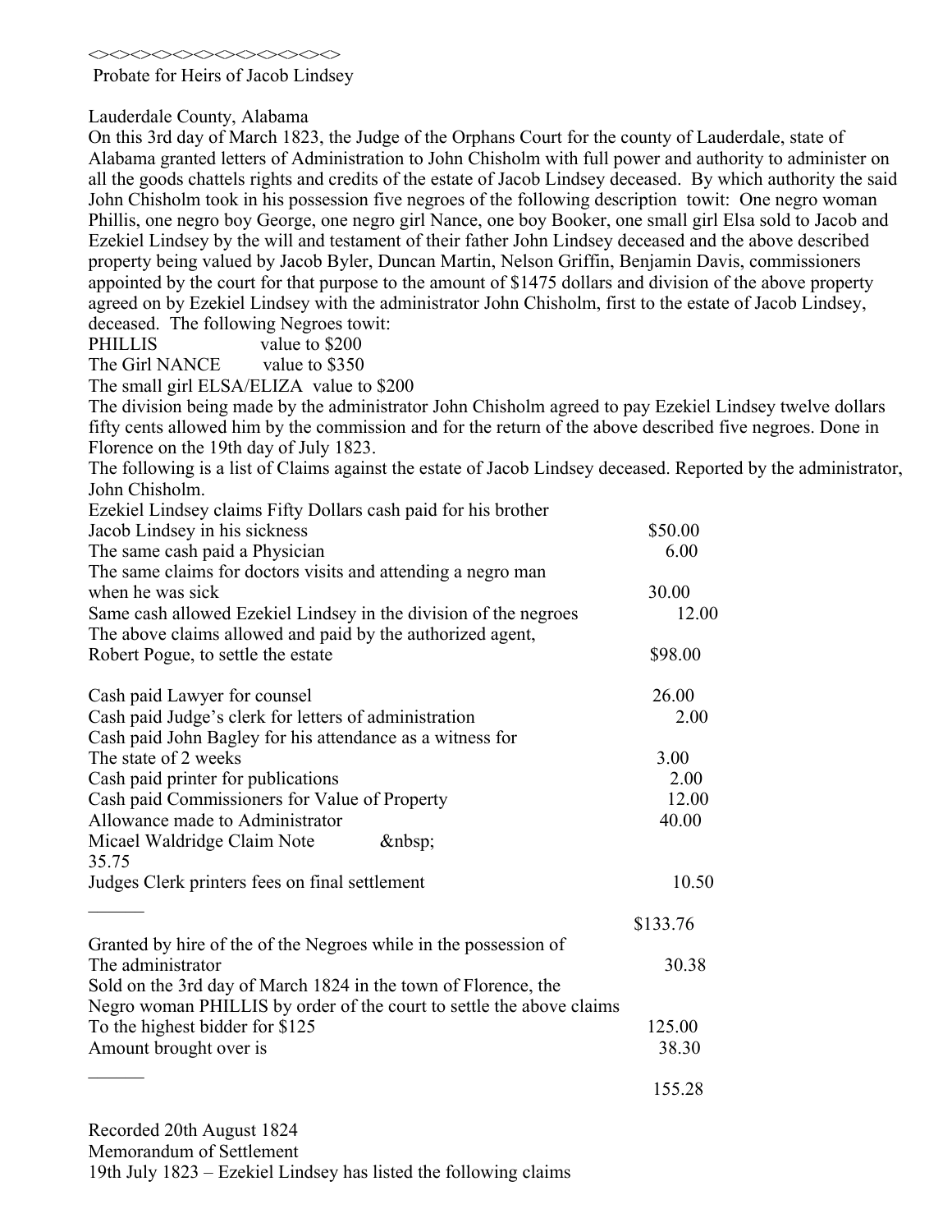<>><><><><><><><><><><><><>
Probate for Heirs of Jacob Lindsey

Lauderdale County, Alabama

On this 3rd day of March 1823, the Judge of the Orphans Court for the county of Lauderdale, state of Alabama granted letters of Administration to John Chisholm with full power and authority to administer on all the goods chattels rights and credits of the estate of Jacob Lindsey deceased. By which authority the said John Chisholm took in his possession five negroes of the following description towit: One negro woman Phillis, one negro boy George, one negro girl Nance, one boy Booker, one small girl Elsa sold to Jacob and Ezekiel Lindsey by the will and testament of their father John Lindsey deceased and the above described property being valued by Jacob Byler, Duncan Martin, Nelson Griffin, Benjamin Davis, commissioners appointed by the court for that purpose to the amount of $1475 dollars and division of the above property agreed on by Ezekiel Lindsey with the administrator John Chisholm, first to the estate of Jacob Lindsey, deceased. The following Negroes towit:

PHILLIS value to $200
The Girl NANCE value to $350
The small girl ELSA/ELIZA value to $200

The division being made by the administrator John Chisholm agreed to pay Ezekiel Lindsey twelve dollars fifty cents allowed him by the commission and for the return of the above described five negroes. Done in Florence on the 19th day of July 1823.

The following is a list of Claims against the estate of Jacob Lindsey deceased. Reported by the administrator, John Chisholm.

| | |
|---|---|
| Ezekiel Lindsey claims Fifty Dollars cash paid for his brother Jacob Lindsey in his sickness | $50.00 |
| The same cash paid a Physician | 6.00 |
| The same claims for doctors visits and attending a negro man when he was sick | 30.00 |
| Same cash allowed Ezekiel Lindsey in the division of the negroes | 12.00 |
| The above claims allowed and paid by the authorized agent, Robert Pogue, to settle the estate | $98.00 |
| | |
| Cash paid Lawyer for counsel | 26.00 |
| Cash paid Judge's clerk for letters of administration | 2.00 |
| Cash paid John Bagley for his attendance as a witness for The state of 2 weeks | 3.00 |
| Cash paid printer for publications | 2.00 |
| Cash paid Commissioners for Value of Property | 12.00 |
| Allowance made to Administrator | 40.00 |
| Micael Waldridge Claim Note &nbsp; 35.75 | |
| Judges Clerk printers fees on final settlement | 10.50 |
| ______ | $133.76 |
| Granted by hire of the of the Negroes while in the possession of The administrator | 30.38 |
| Sold on the 3rd day of March 1824 in the town of Florence, the Negro woman PHILLIS by order of the court to settle the above claims To the highest bidder for $125 | 125.00 |
| Amount brought over is | 38.30 |
| ______ | 155.28 |

Recorded 20th August 1824
Memorandum of Settlement
19th July 1823 – Ezekiel Lindsey has listed the following claims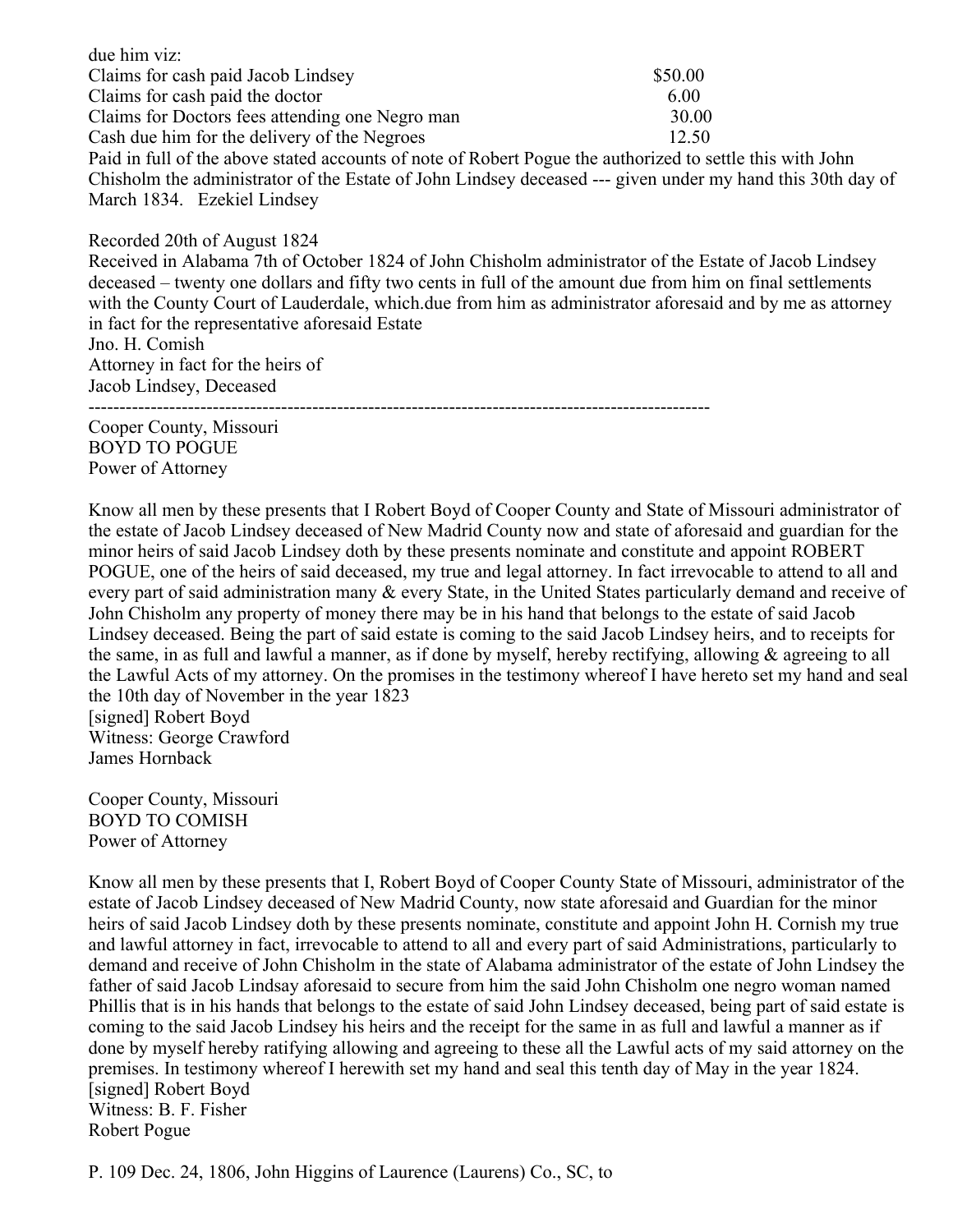due him viz:

| | |
|---|---|
| Claims for cash paid Jacob Lindsey | $50.00 |
| Claims for cash paid the doctor | 6.00 |
| Claims for Doctors fees attending one Negro man | 30.00 |
| Cash due him for the delivery of the Negroes | 12.50 |

Paid in full of the above stated accounts of note of Robert Pogue the authorized to settle this with John Chisholm the administrator of the Estate of John Lindsey deceased --- given under my hand this 30th day of March 1834.   Ezekiel Lindsey

Recorded 20th of August 1824
Received in Alabama 7th of October 1824 of John Chisholm administrator of the Estate of Jacob Lindsey deceased – twenty one dollars and fifty two cents in full of the amount due from him on final settlements with the County Court of Lauderdale, which.due from him as administrator aforesaid and by me as attorney in fact for the representative aforesaid Estate
Jno. H. Comish
Attorney in fact for the heirs of
Jacob Lindsey, Deceased

---

Cooper County, Missouri
BOYD TO POGUE
Power of Attorney

Know all men by these presents that I Robert Boyd of Cooper County and State of Missouri administrator of the estate of Jacob Lindsey deceased of New Madrid County now and state of aforesaid and guardian for the minor heirs of said Jacob Lindsey doth by these presents nominate and constitute and appoint ROBERT POGUE, one of the heirs of said deceased, my true and legal attorney. In fact irrevocable to attend to all and every part of said administration many & every State, in the United States particularly demand and receive of John Chisholm any property of money there may be in his hand that belongs to the estate of said Jacob Lindsey deceased. Being the part of said estate is coming to the said Jacob Lindsey heirs, and to receipts for the same, in as full and lawful a manner, as if done by myself, hereby rectifying, allowing & agreeing to all the Lawful Acts of my attorney. On the promises in the testimony whereof I have hereto set my hand and seal the 10th day of November in the year 1823
[signed] Robert Boyd
Witness: George Crawford
James Hornback

Cooper County, Missouri
BOYD TO COMISH
Power of Attorney

Know all men by these presents that I, Robert Boyd of Cooper County State of Missouri, administrator of the estate of Jacob Lindsey deceased of New Madrid County, now state aforesaid and Guardian for the minor heirs of said Jacob Lindsey doth by these presents nominate, constitute and appoint John H. Cornish my true and lawful attorney in fact, irrevocable to attend to all and every part of said Administrations, particularly to demand and receive of John Chisholm in the state of Alabama administrator of the estate of John Lindsey the father of said Jacob Lindsay aforesaid to secure from him the said John Chisholm one negro woman named Phillis that is in his hands that belongs to the estate of said John Lindsey deceased, being part of said estate is coming to the said Jacob Lindsey his heirs and the receipt for the same in as full and lawful a manner as if done by myself hereby ratifying allowing and agreeing to these all the Lawful acts of my said attorney on the premises. In testimony whereof I herewith set my hand and seal this tenth day of May in the year 1824.
[signed] Robert Boyd
Witness: B. F. Fisher
Robert Pogue

P. 109 Dec. 24, 1806, John Higgins of Laurence (Laurens) Co., SC, to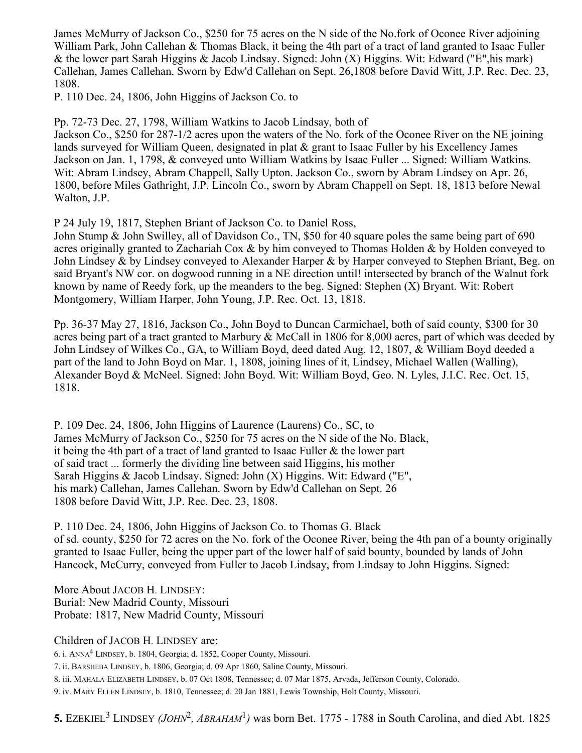James McMurry of Jackson Co., $250 for 75 acres on the N side of the No.fork of Oconee River adjoining William Park, John Callehan & Thomas Black, it being the 4th part of a tract of land granted to Isaac Fuller & the lower part Sarah Higgins & Jacob Lindsay. Signed: John (X) Higgins. Wit: Edward ("E",his mark) Callehan, James Callehan. Sworn by Edw'd Callehan on Sept. 26,1808 before David Witt, J.P. Rec. Dec. 23, 1808.

P. 110 Dec. 24, 1806, John Higgins of Jackson Co. to

Pp. 72-73 Dec. 27, 1798, William Watkins to Jacob Lindsay, both of Jackson Co., $250 for 287-1/2 acres upon the waters of the No. fork of the Oconee River on the NE joining lands surveyed for William Queen, designated in plat & grant to Isaac Fuller by his Excellency James Jackson on Jan. 1, 1798, & conveyed unto William Watkins by Isaac Fuller ... Signed: William Watkins. Wit: Abram Lindsey, Abram Chappell, Sally Upton. Jackson Co., sworn by Abram Lindsey on Apr. 26, 1800, before Miles Gathright, J.P. Lincoln Co., sworn by Abram Chappell on Sept. 18, 1813 before Newal Walton, J.P.

P 24 July 19, 1817, Stephen Briant of Jackson Co. to Daniel Ross, John Stump & John Swilley, all of Davidson Co., TN, $50 for 40 square poles the same being part of 690 acres originally granted to Zachariah Cox & by him conveyed to Thomas Holden & by Holden conveyed to John Lindsey & by Lindsey conveyed to Alexander Harper & by Harper conveyed to Stephen Briant, Beg. on said Bryant's NW cor. on dogwood running in a NE direction until! intersected by branch of the Walnut fork known by name of Reedy fork, up the meanders to the beg. Signed: Stephen (X) Bryant. Wit: Robert Montgomery, William Harper, John Young, J.P. Rec. Oct. 13, 1818.

Pp. 36-37 May 27, 1816, Jackson Co., John Boyd to Duncan Carmichael, both of said county, $300 for 30 acres being part of a tract granted to Marbury & McCall in 1806 for 8,000 acres, part of which was deeded by John Lindsey of Wilkes Co., GA, to William Boyd, deed dated Aug. 12, 1807, & William Boyd deeded a part of the land to John Boyd on Mar. 1, 1808, joining lines of it, Lindsey, Michael Wallen (Walling), Alexander Boyd & McNeel. Signed: John Boyd. Wit: William Boyd, Geo. N. Lyles, J.I.C. Rec. Oct. 15, 1818.

P. 109 Dec. 24, 1806, John Higgins of Laurence (Laurens) Co., SC, to James McMurry of Jackson Co., $250 for 75 acres on the N side of the No. Black, it being the 4th part of a tract of land granted to Isaac Fuller & the lower part of said tract ... formerly the dividing line between said Higgins, his mother Sarah Higgins & Jacob Lindsay. Signed: John (X) Higgins. Wit: Edward ("E", his mark) Callehan, James Callehan. Sworn by Edw'd Callehan on Sept. 26 1808 before David Witt, J.P. Rec. Dec. 23, 1808.

P. 110 Dec. 24, 1806, John Higgins of Jackson Co. to Thomas G. Black of sd. county, $250 for 72 acres on the No. fork of the Oconee River, being the 4th pan of a bounty originally granted to Isaac Fuller, being the upper part of the lower half of said bounty, bounded by lands of John Hancock, McCurry, conveyed from Fuller to Jacob Lindsay, from Lindsay to John Higgins. Signed:

More About JACOB H. LINDSEY:
Burial: New Madrid County, Missouri
Probate: 1817, New Madrid County, Missouri

Children of JACOB H. LINDSEY are:

6. i. ANNA[4] LINDSEY, b. 1804, Georgia; d. 1852, Cooper County, Missouri.
7. ii. BARSHEBA LINDSEY, b. 1806, Georgia; d. 09 Apr 1860, Saline County, Missouri.
8. iii. MAHALA ELIZABETH LINDSEY, b. 07 Oct 1808, Tennessee; d. 07 Mar 1875, Arvada, Jefferson County, Colorado.
9. iv. MARY ELLEN LINDSEY, b. 1810, Tennessee; d. 20 Jan 1881, Lewis Township, Holt County, Missouri.

**5.** EZEKIEL[3] LINDSEY *(JOHN[2], ABRAHAM[1])* was born Bet. 1775 - 1788 in South Carolina, and died Abt. 1825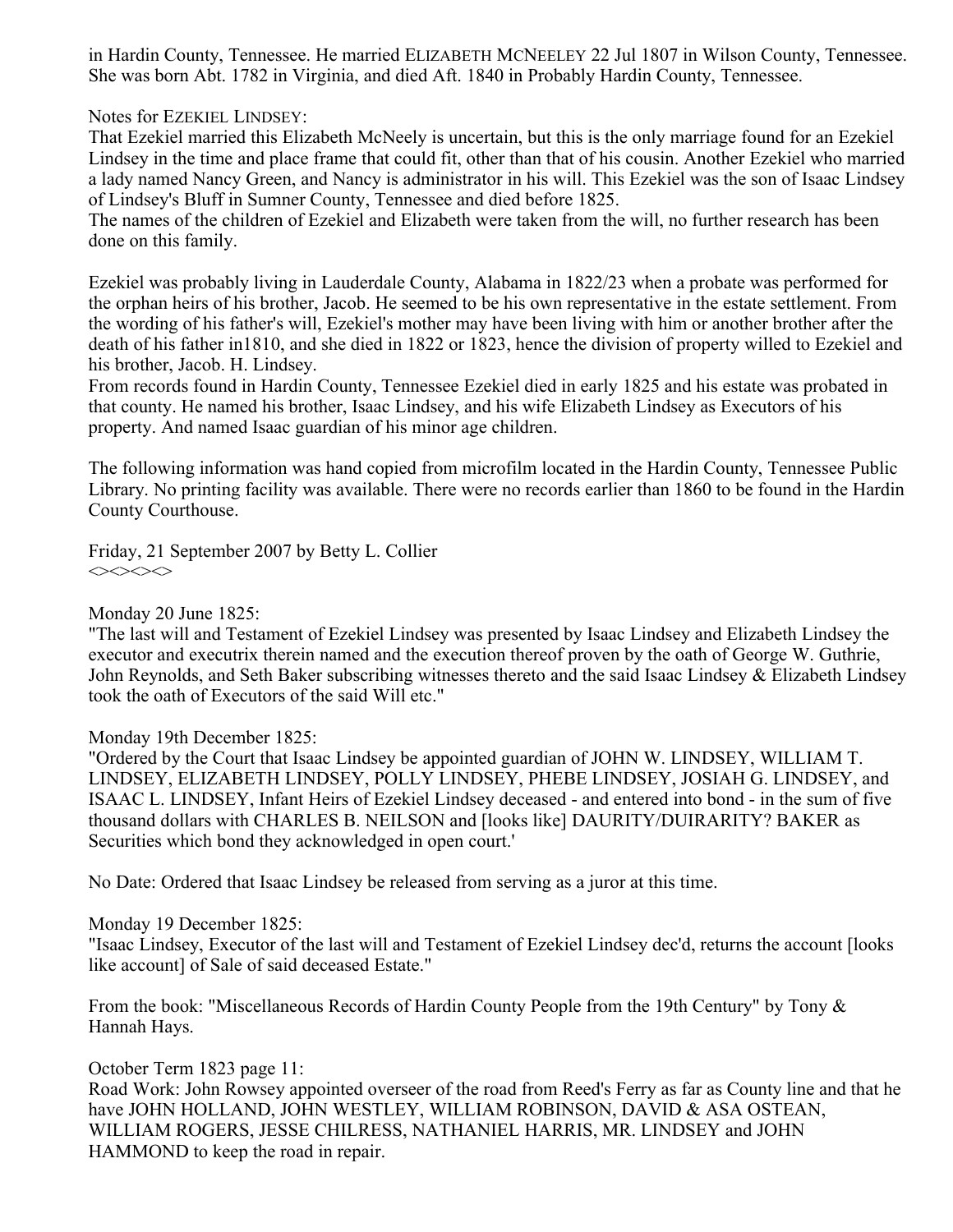in Hardin County, Tennessee. He married ELIZABETH MCNEELEY 22 Jul 1807 in Wilson County, Tennessee. She was born Abt. 1782 in Virginia, and died Aft. 1840 in Probably Hardin County, Tennessee.

Notes for EZEKIEL LINDSEY:

That Ezekiel married this Elizabeth McNeely is uncertain, but this is the only marriage found for an Ezekiel Lindsey in the time and place frame that could fit, other than that of his cousin. Another Ezekiel who married a lady named Nancy Green, and Nancy is administrator in his will. This Ezekiel was the son of Isaac Lindsey of Lindsey's Bluff in Sumner County, Tennessee and died before 1825.

The names of the children of Ezekiel and Elizabeth were taken from the will, no further research has been done on this family.

Ezekiel was probably living in Lauderdale County, Alabama in 1822/23 when a probate was performed for the orphan heirs of his brother, Jacob. He seemed to be his own representative in the estate settlement. From the wording of his father's will, Ezekiel's mother may have been living with him or another brother after the death of his father in1810, and she died in 1822 or 1823, hence the division of property willed to Ezekiel and his brother, Jacob. H. Lindsey.

From records found in Hardin County, Tennessee Ezekiel died in early 1825 and his estate was probated in that county. He named his brother, Isaac Lindsey, and his wife Elizabeth Lindsey as Executors of his property. And named Isaac guardian of his minor age children.

The following information was hand copied from microfilm located in the Hardin County, Tennessee Public Library. No printing facility was available. There were no records earlier than 1860 to be found in the Hardin County Courthouse.

Friday, 21 September 2007 by Betty L. Collier
<><><><>

Monday 20 June 1825:
"The last will and Testament of Ezekiel Lindsey was presented by Isaac Lindsey and Elizabeth Lindsey the executor and executrix therein named and the execution thereof proven by the oath of George W. Guthrie, John Reynolds, and Seth Baker subscribing witnesses thereto and the said Isaac Lindsey & Elizabeth Lindsey took the oath of Executors of the said Will etc."

Monday 19th December 1825:
"Ordered by the Court that Isaac Lindsey be appointed guardian of JOHN W. LINDSEY, WILLIAM T. LINDSEY, ELIZABETH LINDSEY, POLLY LINDSEY, PHEBE LINDSEY, JOSIAH G. LINDSEY, and ISAAC L. LINDSEY, Infant Heirs of Ezekiel Lindsey deceased - and entered into bond - in the sum of five thousand dollars with CHARLES B. NEILSON and [looks like] DAURITY/DUIRARITY? BAKER as Securities which bond they acknowledged in open court.'

No Date: Ordered that Isaac Lindsey be released from serving as a juror at this time.

Monday 19 December 1825:
"Isaac Lindsey, Executor of the last will and Testament of Ezekiel Lindsey dec'd, returns the account [looks like account] of Sale of said deceased Estate."

From the book: "Miscellaneous Records of Hardin County People from the 19th Century" by Tony & Hannah Hays.

October Term 1823 page 11:
Road Work: John Rowsey appointed overseer of the road from Reed's Ferry as far as County line and that he have JOHN HOLLAND, JOHN WESTLEY, WILLIAM ROBINSON, DAVID & ASA OSTEAN, WILLIAM ROGERS, JESSE CHILRESS, NATHANIEL HARRIS, MR. LINDSEY and JOHN HAMMOND to keep the road in repair.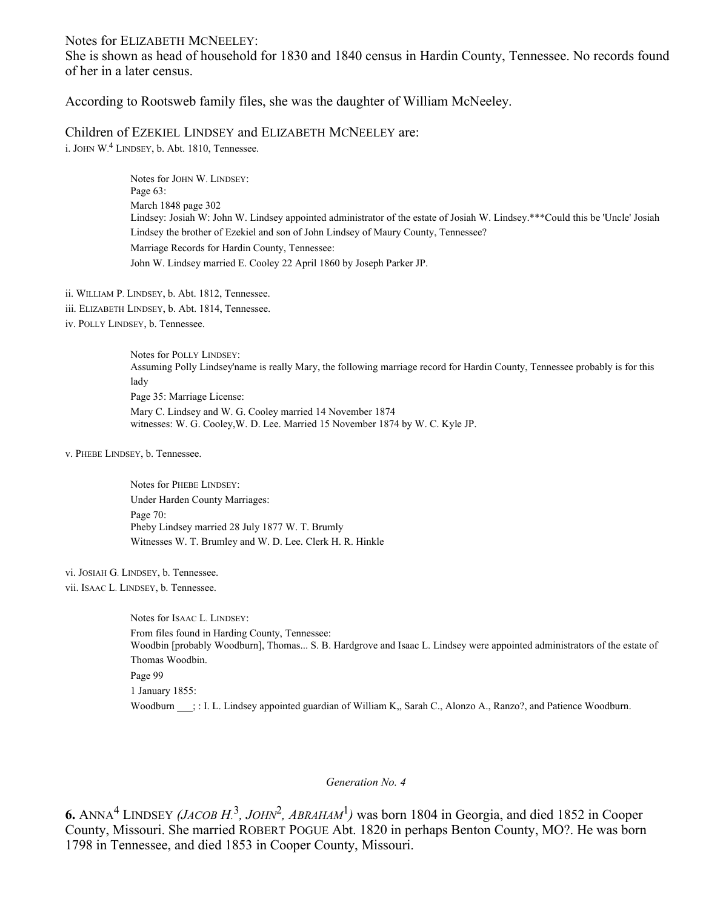Notes for ELIZABETH MCNEELEY:
She is shown as head of household for 1830 and 1840 census in Hardin County, Tennessee. No records found of her in a later census.

According to Rootsweb family files, she was the daughter of William McNeeley.

Children of EZEKIEL LINDSEY and ELIZABETH MCNEELEY are:

i. JOHN W.[4] LINDSEY, b. Abt. 1810, Tennessee.

> Notes for JOHN W. LINDSEY:
> Page 63:
> March 1848 page 302
> Lindsey: Josiah W: John W. Lindsey appointed administrator of the estate of Josiah W. Lindsey.***Could this be 'Uncle' Josiah Lindsey the brother of Ezekiel and son of John Lindsey of Maury County, Tennessee?
> Marriage Records for Hardin County, Tennessee:
> John W. Lindsey married E. Cooley 22 April 1860 by Joseph Parker JP.

ii. WILLIAM P. LINDSEY, b. Abt. 1812, Tennessee.

iii. ELIZABETH LINDSEY, b. Abt. 1814, Tennessee.

iv. POLLY LINDSEY, b. Tennessee.

> Notes for POLLY LINDSEY:
> Assuming Polly Lindsey'name is really Mary, the following marriage record for Hardin County, Tennessee probably is for this lady
> Page 35: Marriage License:
> Mary C. Lindsey and W. G. Cooley married 14 November 1874
> witnesses: W. G. Cooley,W. D. Lee. Married 15 November 1874 by W. C. Kyle JP.

v. PHEBE LINDSEY, b. Tennessee.

> Notes for PHEBE LINDSEY:
> Under Harden County Marriages:
> Page 70:
> Pheby Lindsey married 28 July 1877 W. T. Brumly
> Witnesses W. T. Brumley and W. D. Lee. Clerk H. R. Hinkle

vi. JOSIAH G. LINDSEY, b. Tennessee.

vii. ISAAC L. LINDSEY, b. Tennessee.

> Notes for ISAAC L. LINDSEY:
> From files found in Harding County, Tennessee:
> Woodbin [probably Woodburn], Thomas... S. B. Hardgrove and Isaac L. Lindsey were appointed administrators of the estate of Thomas Woodbin.
> Page 99
> 1 January 1855:
> Woodburn ___; : I. L. Lindsey appointed guardian of William K,, Sarah C., Alonzo A., Ranzo?, and Patience Woodburn.

*Generation No. 4*

**6.** ANNA[4] LINDSEY *(JACOB H.[3], JOHN[2], ABRAHAM[1])* was born 1804 in Georgia, and died 1852 in Cooper County, Missouri. She married ROBERT POGUE Abt. 1820 in perhaps Benton County, MO?. He was born 1798 in Tennessee, and died 1853 in Cooper County, Missouri.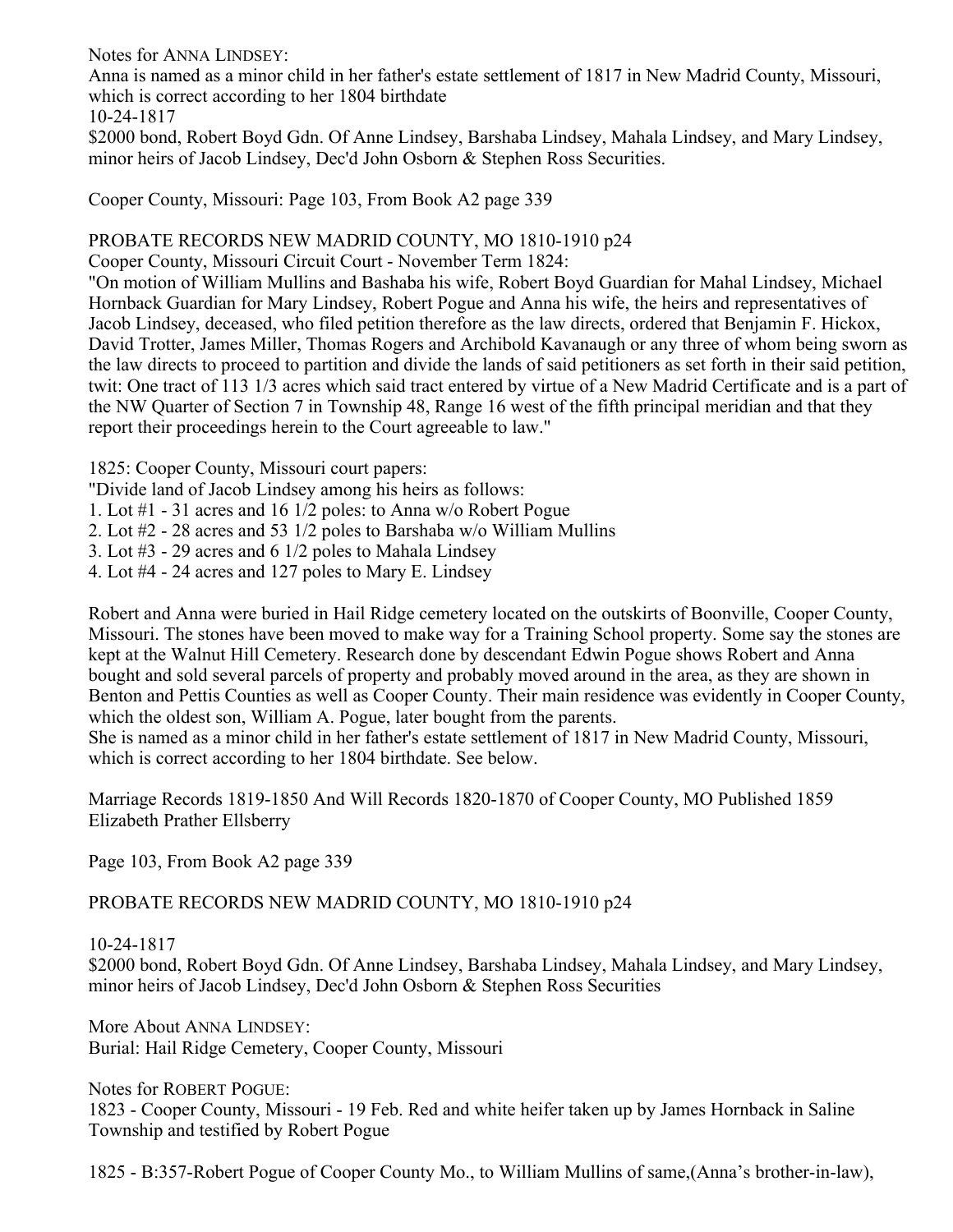Notes for ANNA LINDSEY:
Anna is named as a minor child in her father's estate settlement of 1817 in New Madrid County, Missouri, which is correct according to her 1804 birthdate
10-24-1817
$2000 bond, Robert Boyd Gdn. Of Anne Lindsey, Barshaba Lindsey, Mahala Lindsey, and Mary Lindsey, minor heirs of Jacob Lindsey, Dec'd John Osborn & Stephen Ross Securities.

Cooper County, Missouri: Page 103, From Book A2 page 339

PROBATE RECORDS NEW MADRID COUNTY, MO 1810-1910 p24
Cooper County, Missouri Circuit Court - November Term 1824:
"On motion of William Mullins and Bashaba his wife, Robert Boyd Guardian for Mahal Lindsey, Michael Hornback Guardian for Mary Lindsey, Robert Pogue and Anna his wife, the heirs and representatives of Jacob Lindsey, deceased, who filed petition therefore as the law directs, ordered that Benjamin F. Hickox, David Trotter, James Miller, Thomas Rogers and Archibold Kavanaugh or any three of whom being sworn as the law directs to proceed to partition and divide the lands of said petitioners as set forth in their said petition, twit: One tract of 113 1/3 acres which said tract entered by virtue of a New Madrid Certificate and is a part of the NW Quarter of Section 7 in Township 48, Range 16 west of the fifth principal meridian and that they report their proceedings herein to the Court agreeable to law."

1825: Cooper County, Missouri court papers:
"Divide land of Jacob Lindsey among his heirs as follows:
1. Lot #1 - 31 acres and 16 1/2 poles: to Anna w/o Robert Pogue
2. Lot #2 - 28 acres and 53 1/2 poles to Barshaba w/o William Mullins
3. Lot #3 - 29 acres and 6 1/2 poles to Mahala Lindsey
4. Lot #4 - 24 acres and 127 poles to Mary E. Lindsey

Robert and Anna were buried in Hail Ridge cemetery located on the outskirts of Boonville, Cooper County, Missouri. The stones have been moved to make way for a Training School property. Some say the stones are kept at the Walnut Hill Cemetery. Research done by descendant Edwin Pogue shows Robert and Anna bought and sold several parcels of property and probably moved around in the area, as they are shown in Benton and Pettis Counties as well as Cooper County. Their main residence was evidently in Cooper County, which the oldest son, William A. Pogue, later bought from the parents.
She is named as a minor child in her father's estate settlement of 1817 in New Madrid County, Missouri, which is correct according to her 1804 birthdate. See below.

Marriage Records 1819-1850 And Will Records 1820-1870 of Cooper County, MO Published 1859
Elizabeth Prather Ellsberry

Page 103, From Book A2 page 339

PROBATE RECORDS NEW MADRID COUNTY, MO 1810-1910 p24

10-24-1817
$2000 bond, Robert Boyd Gdn. Of Anne Lindsey, Barshaba Lindsey, Mahala Lindsey, and Mary Lindsey, minor heirs of Jacob Lindsey, Dec'd John Osborn & Stephen Ross Securities

More About ANNA LINDSEY:
Burial: Hail Ridge Cemetery, Cooper County, Missouri

Notes for ROBERT POGUE:
1823 - Cooper County, Missouri - 19 Feb. Red and white heifer taken up by James Hornback in Saline Township and testified by Robert Pogue

1825 - B:357-Robert Pogue of Cooper County Mo., to William Mullins of same,(Anna's brother-in-law),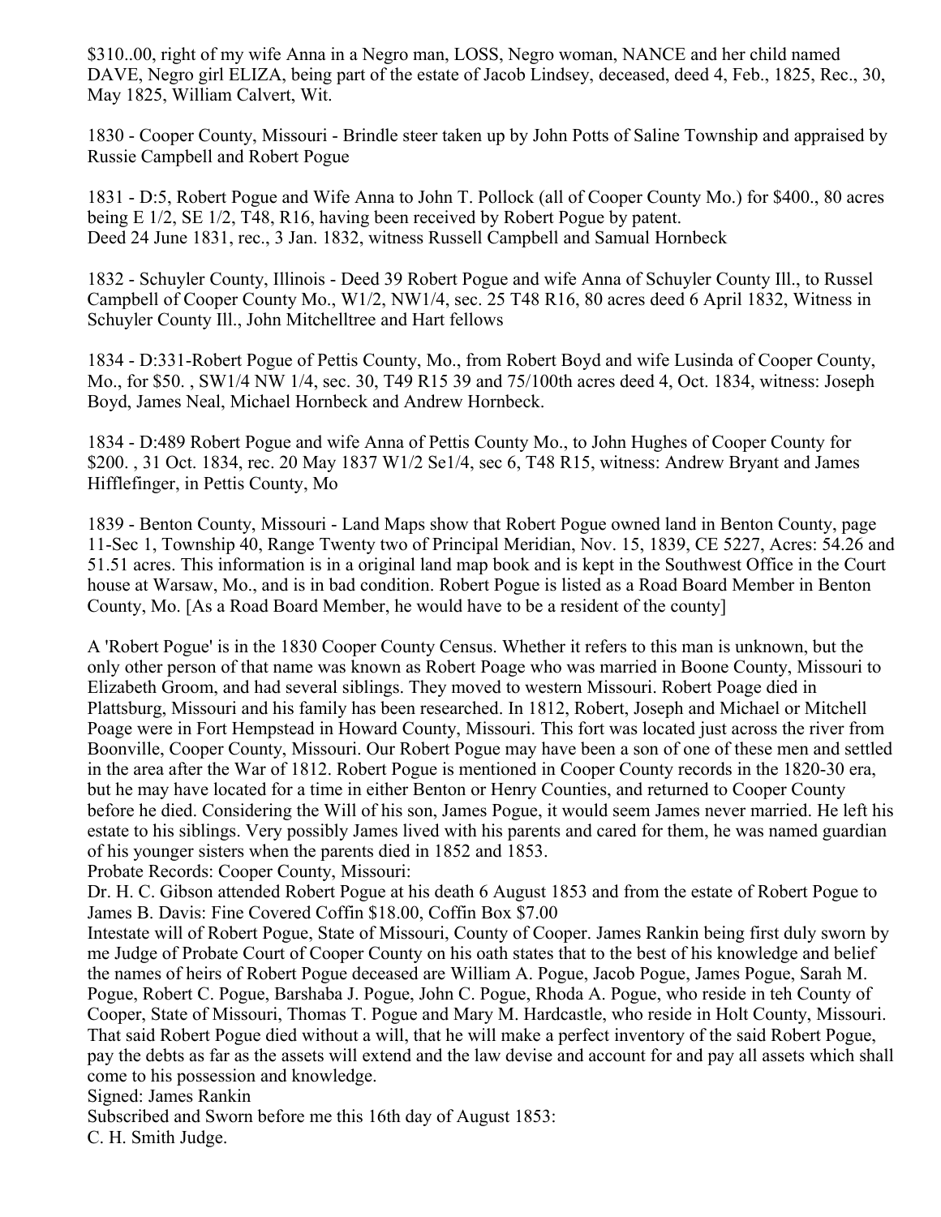$310..00, right of my wife Anna in a Negro man, LOSS, Negro woman, NANCE and her child named DAVE, Negro girl ELIZA, being part of the estate of Jacob Lindsey, deceased, deed 4, Feb., 1825, Rec., 30, May 1825, William Calvert, Wit.

1830 - Cooper County, Missouri - Brindle steer taken up by John Potts of Saline Township and appraised by Russie Campbell and Robert Pogue

1831 - D:5, Robert Pogue and Wife Anna to John T. Pollock (all of Cooper County Mo.) for $400., 80 acres being E 1/2, SE 1/2, T48, R16, having been received by Robert Pogue by patent.
Deed 24 June 1831, rec., 3 Jan. 1832, witness Russell Campbell and Samual Hornbeck

1832 - Schuyler County, Illinois - Deed 39 Robert Pogue and wife Anna of Schuyler County Ill., to Russel Campbell of Cooper County Mo., W1/2, NW1/4, sec. 25 T48 R16, 80 acres deed 6 April 1832, Witness in Schuyler County Ill., John Mitchelltree and Hart fellows

1834 - D:331-Robert Pogue of Pettis County, Mo., from Robert Boyd and wife Lusinda of Cooper County, Mo., for $50. , SW1/4 NW 1/4, sec. 30, T49 R15 39 and 75/100th acres deed 4, Oct. 1834, witness: Joseph Boyd, James Neal, Michael Hornbeck and Andrew Hornbeck.

1834 - D:489 Robert Pogue and wife Anna of Pettis County Mo., to John Hughes of Cooper County for $200. , 31 Oct. 1834, rec. 20 May 1837 W1/2 Se1/4, sec 6, T48 R15, witness: Andrew Bryant and James Hifflefinger, in Pettis County, Mo

1839 - Benton County, Missouri - Land Maps show that Robert Pogue owned land in Benton County, page 11-Sec 1, Township 40, Range Twenty two of Principal Meridian, Nov. 15, 1839, CE 5227, Acres: 54.26 and 51.51 acres. This information is in a original land map book and is kept in the Southwest Office in the Court house at Warsaw, Mo., and is in bad condition. Robert Pogue is listed as a Road Board Member in Benton County, Mo. [As a Road Board Member, he would have to be a resident of the county]

A 'Robert Pogue' is in the 1830 Cooper County Census. Whether it refers to this man is unknown, but the only other person of that name was known as Robert Poage who was married in Boone County, Missouri to Elizabeth Groom, and had several siblings. They moved to western Missouri. Robert Poage died in Plattsburg, Missouri and his family has been researched. In 1812, Robert, Joseph and Michael or Mitchell Poage were in Fort Hempstead in Howard County, Missouri. This fort was located just across the river from Boonville, Cooper County, Missouri. Our Robert Pogue may have been a son of one of these men and settled in the area after the War of 1812. Robert Pogue is mentioned in Cooper County records in the 1820-30 era, but he may have located for a time in either Benton or Henry Counties, and returned to Cooper County before he died. Considering the Will of his son, James Pogue, it would seem James never married. He left his estate to his siblings. Very possibly James lived with his parents and cared for them, he was named guardian of his younger sisters when the parents died in 1852 and 1853.
Probate Records: Cooper County, Missouri:
Dr. H. C. Gibson attended Robert Pogue at his death 6 August 1853 and from the estate of Robert Pogue to James B. Davis: Fine Covered Coffin $18.00, Coffin Box $7.00
Intestate will of Robert Pogue, State of Missouri, County of Cooper. James Rankin being first duly sworn by me Judge of Probate Court of Cooper County on his oath states that to the best of his knowledge and belief the names of heirs of Robert Pogue deceased are William A. Pogue, Jacob Pogue, James Pogue, Sarah M. Pogue, Robert C. Pogue, Barshaba J. Pogue, John C. Pogue, Rhoda A. Pogue, who reside in teh County of Cooper, State of Missouri, Thomas T. Pogue and Mary M. Hardcastle, who reside in Holt County, Missouri. That said Robert Pogue died without a will, that he will make a perfect inventory of the said Robert Pogue, pay the debts as far as the assets will extend and the law devise and account for and pay all assets which shall come to his possession and knowledge.
Signed: James Rankin
Subscribed and Sworn before me this 16th day of August 1853:
C. H. Smith Judge.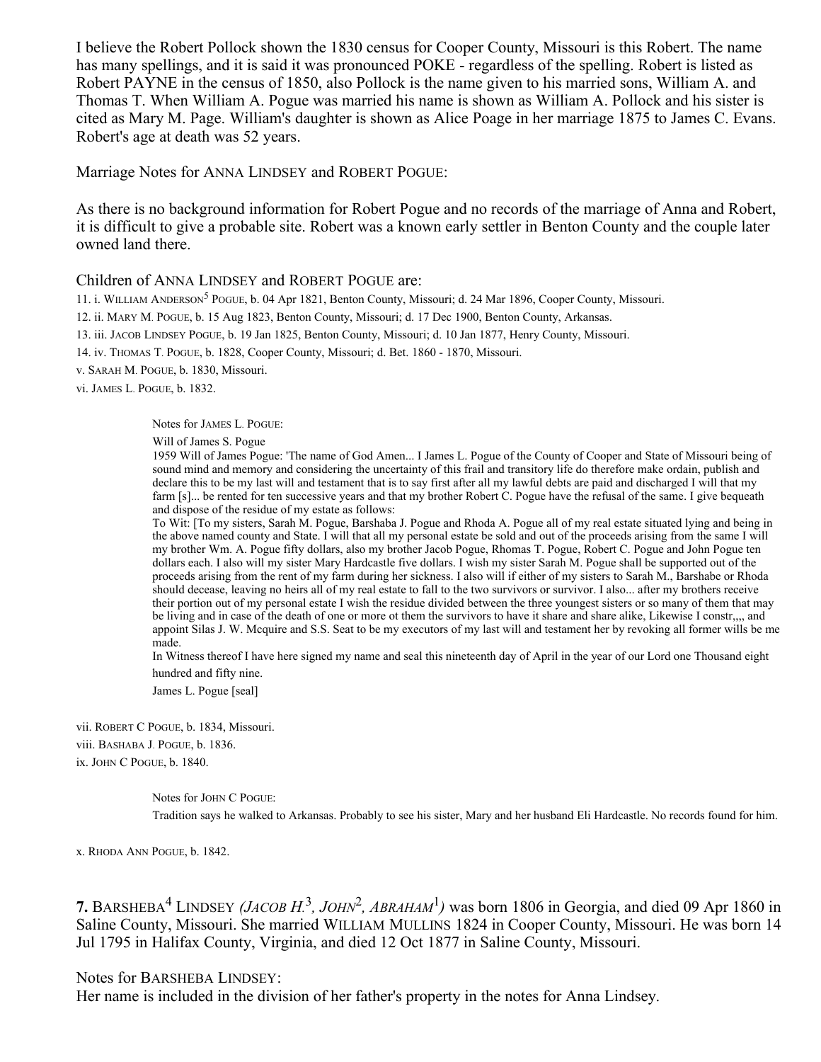I believe the Robert Pollock shown the 1830 census for Cooper County, Missouri is this Robert. The name has many spellings, and it is said it was pronounced POKE - regardless of the spelling. Robert is listed as Robert PAYNE in the census of 1850, also Pollock is the name given to his married sons, William A. and Thomas T. When William A. Pogue was married his name is shown as William A. Pollock and his sister is cited as Mary M. Page. William's daughter is shown as Alice Poage in her marriage 1875 to James C. Evans. Robert's age at death was 52 years.

Marriage Notes for ANNA LINDSEY and ROBERT POGUE:

As there is no background information for Robert Pogue and no records of the marriage of Anna and Robert, it is difficult to give a probable site. Robert was a known early settler in Benton County and the couple later owned land there.

Children of ANNA LINDSEY and ROBERT POGUE are:

11. i. WILLIAM ANDERSON[5] POGUE, b. 04 Apr 1821, Benton County, Missouri; d. 24 Mar 1896, Cooper County, Missouri.

12. ii. MARY M. POGUE, b. 15 Aug 1823, Benton County, Missouri; d. 17 Dec 1900, Benton County, Arkansas.

13. iii. JACOB LINDSEY POGUE, b. 19 Jan 1825, Benton County, Missouri; d. 10 Jan 1877, Henry County, Missouri.

14. iv. THOMAS T. POGUE, b. 1828, Cooper County, Missouri; d. Bet. 1860 - 1870, Missouri.

v. SARAH M. POGUE, b. 1830, Missouri.

vi. JAMES L. POGUE, b. 1832.

> Notes for JAMES L. POGUE:
>
> Will of James S. Pogue
>
> 1959 Will of James Pogue: 'The name of God Amen... I James L. Pogue of the County of Cooper and State of Missouri being of sound mind and memory and considering the uncertainty of this frail and transitory life do therefore make ordain, publish and declare this to be my last will and testament that is to say first after all my lawful debts are paid and discharged I will that my farm [s]... be rented for ten successive years and that my brother Robert C. Pogue have the refusal of the same. I give bequeath and dispose of the residue of my estate as follows:
>
> To Wit: [To my sisters, Sarah M. Pogue, Barshaba J. Pogue and Rhoda A. Pogue all of my real estate situated lying and being in the above named county and State. I will that all my personal estate be sold and out of the proceeds arising from the same I will my brother Wm. A. Pogue fifty dollars, also my brother Jacob Pogue, Rhomas T. Pogue, Robert C. Pogue and John Pogue ten dollars each. I also will my sister Mary Hardcastle five dollars. I wish my sister Sarah M. Pogue shall be supported out of the proceeds arising from the rent of my farm during her sickness. I also will if either of my sisters to Sarah M., Barshabe or Rhoda should decease, leaving no heirs all of my real estate to fall to the two survivors or survivor. I also... after my brothers receive their portion out of my personal estate I wish the residue divided between the three youngest sisters or so many of them that may be living and in case of the death of one or more ot them the survivors to have it share and share alike, Likewise I constr,,,, and appoint Silas J. W. Mcquire and S.S. Seat to be my executors of my last will and testament her by revoking all former wills be me made.
>
> In Witness thereof I have here signed my name and seal this nineteenth day of April in the year of our Lord one Thousand eight hundred and fifty nine.
>
> James L. Pogue [seal]

vii. ROBERT C POGUE, b. 1834, Missouri.

viii. BASHABA J. POGUE, b. 1836.

ix. JOHN C POGUE, b. 1840.

> Notes for JOHN C POGUE:
>
> Tradition says he walked to Arkansas. Probably to see his sister, Mary and her husband Eli Hardcastle. No records found for him.

x. RHODA ANN POGUE, b. 1842.

**7.** BARSHEBA[4] LINDSEY *(JACOB H.[3], JOHN[2], ABRAHAM[1])* was born 1806 in Georgia, and died 09 Apr 1860 in Saline County, Missouri. She married WILLIAM MULLINS 1824 in Cooper County, Missouri. He was born 14 Jul 1795 in Halifax County, Virginia, and died 12 Oct 1877 in Saline County, Missouri.

Notes for BARSHEBA LINDSEY:

Her name is included in the division of her father's property in the notes for Anna Lindsey.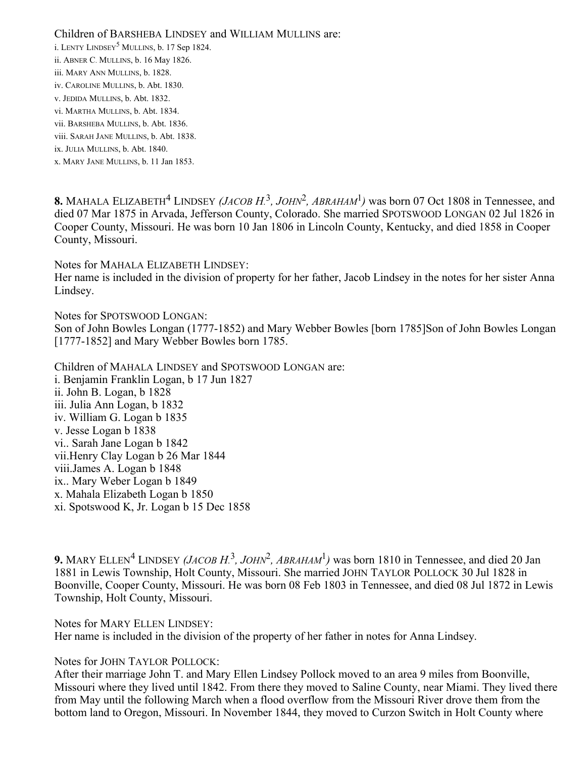Children of BARSHEBA LINDSEY and WILLIAM MULLINS are:

i. LENTY LINDSEY[5] MULLINS, b. 17 Sep 1824.
ii. ABNER C. MULLINS, b. 16 May 1826.
iii. MARY ANN MULLINS, b. 1828.
iv. CAROLINE MULLINS, b. Abt. 1830.
v. JEDIDA MULLINS, b. Abt. 1832.
vi. MARTHA MULLINS, b. Abt. 1834.
vii. BARSHEBA MULLINS, b. Abt. 1836.
viii. SARAH JANE MULLINS, b. Abt. 1838.
ix. JULIA MULLINS, b. Abt. 1840.
x. MARY JANE MULLINS, b. 11 Jan 1853.

**8.** MAHALA ELIZABETH[4] LINDSEY *(JACOB H.[3], JOHN[2], ABRAHAM[1])* was born 07 Oct 1808 in Tennessee, and died 07 Mar 1875 in Arvada, Jefferson County, Colorado. She married SPOTSWOOD LONGAN 02 Jul 1826 in Cooper County, Missouri. He was born 10 Jan 1806 in Lincoln County, Kentucky, and died 1858 in Cooper County, Missouri.

Notes for MAHALA ELIZABETH LINDSEY:
Her name is included in the division of property for her father, Jacob Lindsey in the notes for her sister Anna Lindsey.

Notes for SPOTSWOOD LONGAN:
Son of John Bowles Longan (1777-1852) and Mary Webber Bowles [born 1785]Son of John Bowles Longan [1777-1852] and Mary Webber Bowles born 1785.

Children of MAHALA LINDSEY and SPOTSWOOD LONGAN are:

i. Benjamin Franklin Logan, b 17 Jun 1827
ii. John B. Logan, b 1828
iii. Julia Ann Logan, b 1832
iv. William G. Logan b 1835
v. Jesse Logan b 1838
vi.. Sarah Jane Logan b 1842
vii.Henry Clay Logan b 26 Mar 1844
viii.James A. Logan b 1848
ix.. Mary Weber Logan b 1849
x. Mahala Elizabeth Logan b 1850
xi. Spotswood K, Jr. Logan b 15 Dec 1858

**9.** MARY ELLEN[4] LINDSEY *(JACOB H.[3], JOHN[2], ABRAHAM[1])* was born 1810 in Tennessee, and died 20 Jan 1881 in Lewis Township, Holt County, Missouri. She married JOHN TAYLOR POLLOCK 30 Jul 1828 in Boonville, Cooper County, Missouri. He was born 08 Feb 1803 in Tennessee, and died 08 Jul 1872 in Lewis Township, Holt County, Missouri.

Notes for MARY ELLEN LINDSEY:
Her name is included in the division of the property of her father in notes for Anna Lindsey.

Notes for JOHN TAYLOR POLLOCK:
After their marriage John T. and Mary Ellen Lindsey Pollock moved to an area 9 miles from Boonville, Missouri where they lived until 1842. From there they moved to Saline County, near Miami. They lived there from May until the following March when a flood overflow from the Missouri River drove them from the bottom land to Oregon, Missouri. In November 1844, they moved to Curzon Switch in Holt County where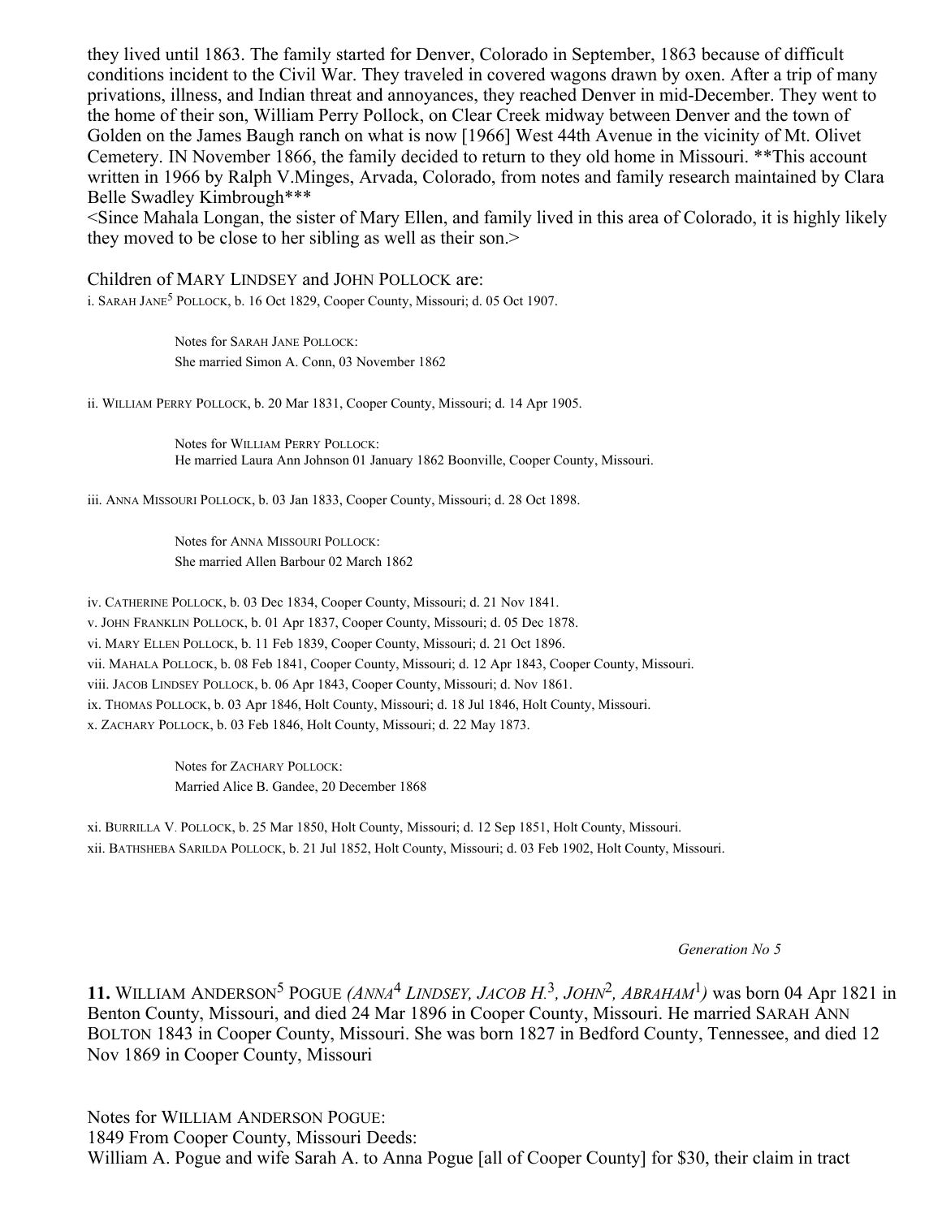they lived until 1863. The family started for Denver, Colorado in September, 1863 because of difficult conditions incident to the Civil War. They traveled in covered wagons drawn by oxen. After a trip of many privations, illness, and Indian threat and annoyances, they reached Denver in mid-December. They went to the home of their son, William Perry Pollock, on Clear Creek midway between Denver and the town of Golden on the James Baugh ranch on what is now [1966] West 44th Avenue in the vicinity of Mt. Olivet Cemetery. IN November 1866, the family decided to return to they old home in Missouri. **This account written in 1966 by Ralph V.Minges, Arvada, Colorado, from notes and family research maintained by Clara Belle Swadley Kimbrough***
<Since Mahala Longan, the sister of Mary Ellen, and family lived in this area of Colorado, it is highly likely they moved to be close to her sibling as well as their son.>

Children of MARY LINDSEY and JOHN POLLOCK are:

i. SARAH JANE[5] POLLOCK, b. 16 Oct 1829, Cooper County, Missouri; d. 05 Oct 1907.

Notes for SARAH JANE POLLOCK:
She married Simon A. Conn, 03 November 1862

ii. WILLIAM PERRY POLLOCK, b. 20 Mar 1831, Cooper County, Missouri; d. 14 Apr 1905.

Notes for WILLIAM PERRY POLLOCK:
He married Laura Ann Johnson 01 January 1862 Boonville, Cooper County, Missouri.

iii. ANNA MISSOURI POLLOCK, b. 03 Jan 1833, Cooper County, Missouri; d. 28 Oct 1898.

Notes for ANNA MISSOURI POLLOCK:
She married Allen Barbour 02 March 1862

iv. CATHERINE POLLOCK, b. 03 Dec 1834, Cooper County, Missouri; d. 21 Nov 1841.
v. JOHN FRANKLIN POLLOCK, b. 01 Apr 1837, Cooper County, Missouri; d. 05 Dec 1878.
vi. MARY ELLEN POLLOCK, b. 11 Feb 1839, Cooper County, Missouri; d. 21 Oct 1896.
vii. MAHALA POLLOCK, b. 08 Feb 1841, Cooper County, Missouri; d. 12 Apr 1843, Cooper County, Missouri.
viii. JACOB LINDSEY POLLOCK, b. 06 Apr 1843, Cooper County, Missouri; d. Nov 1861.
ix. THOMAS POLLOCK, b. 03 Apr 1846, Holt County, Missouri; d. 18 Jul 1846, Holt County, Missouri.
x. ZACHARY POLLOCK, b. 03 Feb 1846, Holt County, Missouri; d. 22 May 1873.

Notes for ZACHARY POLLOCK:
Married Alice B. Gandee, 20 December 1868

xi. BURRILLA V. POLLOCK, b. 25 Mar 1850, Holt County, Missouri; d. 12 Sep 1851, Holt County, Missouri.
xii. BATHSHEBA SARILDA POLLOCK, b. 21 Jul 1852, Holt County, Missouri; d. 03 Feb 1902, Holt County, Missouri.

*Generation No 5*

**11.** WILLIAM ANDERSON[5] POGUE *(ANNA[4] LINDSEY, JACOB H.[3], JOHN[2], ABRAHAM[1])* was born 04 Apr 1821 in Benton County, Missouri, and died 24 Mar 1896 in Cooper County, Missouri. He married SARAH ANN BOLTON 1843 in Cooper County, Missouri. She was born 1827 in Bedford County, Tennessee, and died 12 Nov 1869 in Cooper County, Missouri

Notes for WILLIAM ANDERSON POGUE:
1849 From Cooper County, Missouri Deeds:
William A. Pogue and wife Sarah A. to Anna Pogue [all of Cooper County] for $30, their claim in tract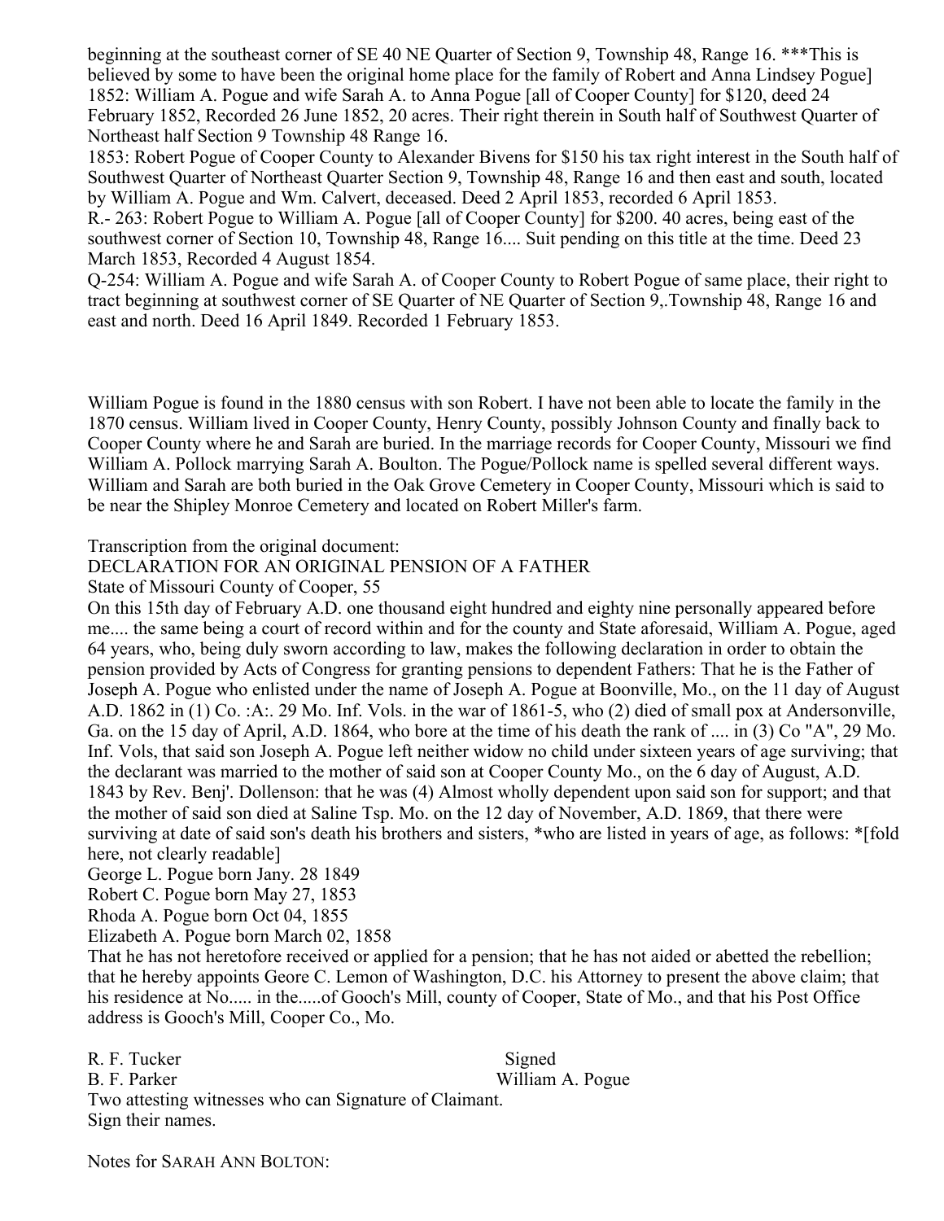beginning at the southeast corner of SE 40 NE Quarter of Section 9, Township 48, Range 16. ***This is believed by some to have been the original home place for the family of Robert and Anna Lindsey Pogue]

1852: William A. Pogue and wife Sarah A. to Anna Pogue [all of Cooper County] for $120, deed 24 February 1852, Recorded 26 June 1852, 20 acres. Their right therein in South half of Southwest Quarter of Northeast half Section 9 Township 48 Range 16.

1853: Robert Pogue of Cooper County to Alexander Bivens for $150 his tax right interest in the South half of Southwest Quarter of Northeast Quarter Section 9, Township 48, Range 16 and then east and south, located by William A. Pogue and Wm. Calvert, deceased. Deed 2 April 1853, recorded 6 April 1853.

R.- 263: Robert Pogue to William A. Pogue [all of Cooper County] for $200. 40 acres, being east of the southwest corner of Section 10, Township 48, Range 16.... Suit pending on this title at the time. Deed 23 March 1853, Recorded 4 August 1854.

Q-254: William A. Pogue and wife Sarah A. of Cooper County to Robert Pogue of same place, their right to tract beginning at southwest corner of SE Quarter of NE Quarter of Section 9,.Township 48, Range 16 and east and north. Deed 16 April 1849. Recorded 1 February 1853.

William Pogue is found in the 1880 census with son Robert. I have not been able to locate the family in the 1870 census. William lived in Cooper County, Henry County, possibly Johnson County and finally back to Cooper County where he and Sarah are buried. In the marriage records for Cooper County, Missouri we find William A. Pollock marrying Sarah A. Boulton. The Pogue/Pollock name is spelled several different ways. William and Sarah are both buried in the Oak Grove Cemetery in Cooper County, Missouri which is said to be near the Shipley Monroe Cemetery and located on Robert Miller's farm.

Transcription from the original document:

DECLARATION FOR AN ORIGINAL PENSION OF A FATHER

State of Missouri County of Cooper, 55

On this 15th day of February A.D. one thousand eight hundred and eighty nine personally appeared before me.... the same being a court of record within and for the county and State aforesaid, William A. Pogue, aged 64 years, who, being duly sworn according to law, makes the following declaration in order to obtain the pension provided by Acts of Congress for granting pensions to dependent Fathers: That he is the Father of Joseph A. Pogue who enlisted under the name of Joseph A. Pogue at Boonville, Mo., on the 11 day of August A.D. 1862 in (1) Co. :A:. 29 Mo. Inf. Vols. in the war of 1861-5, who (2) died of small pox at Andersonville, Ga. on the 15 day of April, A.D. 1864, who bore at the time of his death the rank of .... in (3) Co "A", 29 Mo. Inf. Vols, that said son Joseph A. Pogue left neither widow no child under sixteen years of age surviving; that the declarant was married to the mother of said son at Cooper County Mo., on the 6 day of August, A.D. 1843 by Rev. Benj'. Dollenson: that he was (4) Almost wholly dependent upon said son for support; and that the mother of said son died at Saline Tsp. Mo. on the 12 day of November, A.D. 1869, that there were surviving at date of said son's death his brothers and sisters, *who are listed in years of age, as follows: *[fold here, not clearly readable]

George L. Pogue born Jany. 28 1849  
Robert C. Pogue born May 27, 1853  
Rhoda A. Pogue born Oct 04, 1855  
Elizabeth A. Pogue born March 02, 1858

That he has not heretofore received or applied for a pension; that he has not aided or abetted the rebellion; that he hereby appoints Geore C. Lemon of Washington, D.C. his Attorney to present the above claim; that his residence at No..... in the.....of Gooch's Mill, county of Cooper, State of Mo., and that his Post Office address is Gooch's Mill, Cooper Co., Mo.

R. F. Tucker — Signed  
B. F. Parker — William A. Pogue  
Two attesting witnesses who can Signature of Claimant.  
Sign their names.

Notes for SARAH ANN BOLTON: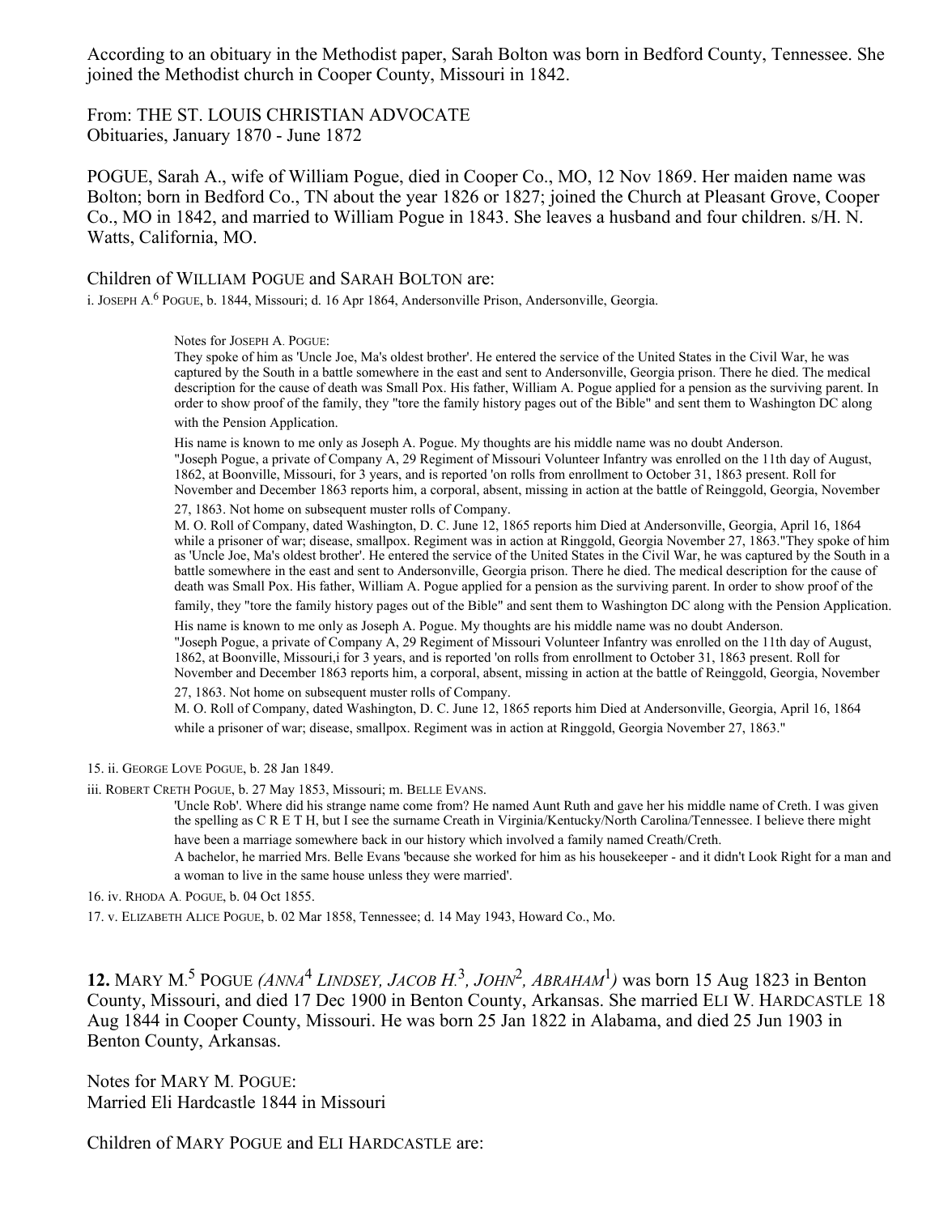According to an obituary in the Methodist paper, Sarah Bolton was born in Bedford County, Tennessee. She joined the Methodist church in Cooper County, Missouri in 1842.

From: THE ST. LOUIS CHRISTIAN ADVOCATE
Obituaries, January 1870 - June 1872

POGUE, Sarah A., wife of William Pogue, died in Cooper Co., MO, 12 Nov 1869. Her maiden name was Bolton; born in Bedford Co., TN about the year 1826 or 1827; joined the Church at Pleasant Grove, Cooper Co., MO in 1842, and married to William Pogue in 1843. She leaves a husband and four children. s/H. N. Watts, California, MO.

Children of WILLIAM POGUE and SARAH BOLTON are:

i. JOSEPH A.[6] POGUE, b. 1844, Missouri; d. 16 Apr 1864, Andersonville Prison, Andersonville, Georgia.

> Notes for JOSEPH A. POGUE:
> They spoke of him as 'Uncle Joe, Ma's oldest brother'. He entered the service of the United States in the Civil War, he was captured by the South in a battle somewhere in the east and sent to Andersonville, Georgia prison. There he died. The medical description for the cause of death was Small Pox. His father, William A. Pogue applied for a pension as the surviving parent. In order to show proof of the family, they "tore the family history pages out of the Bible" and sent them to Washington DC along with the Pension Application.
>
> His name is known to me only as Joseph A. Pogue. My thoughts are his middle name was no doubt Anderson.
> "Joseph Pogue, a private of Company A, 29 Regiment of Missouri Volunteer Infantry was enrolled on the 11th day of August, 1862, at Boonville, Missouri, for 3 years, and is reported 'on rolls from enrollment to October 31, 1863 present. Roll for November and December 1863 reports him, a corporal, absent, missing in action at the battle of Reinggold, Georgia, November 27, 1863. Not home on subsequent muster rolls of Company.
> M. O. Roll of Company, dated Washington, D. C. June 12, 1865 reports him Died at Andersonville, Georgia, April 16, 1864 while a prisoner of war; disease, smallpox. Regiment was in action at Ringgold, Georgia November 27, 1863."They spoke of him as 'Uncle Joe, Ma's oldest brother'. He entered the service of the United States in the Civil War, he was captured by the South in a battle somewhere in the east and sent to Andersonville, Georgia prison. There he died. The medical description for the cause of death was Small Pox. His father, William A. Pogue applied for a pension as the surviving parent. In order to show proof of the family, they "tore the family history pages out of the Bible" and sent them to Washington DC along with the Pension Application.
>
> His name is known to me only as Joseph A. Pogue. My thoughts are his middle name was no doubt Anderson.
> "Joseph Pogue, a private of Company A, 29 Regiment of Missouri Volunteer Infantry was enrolled on the 11th day of August, 1862, at Boonville, Missouri,i for 3 years, and is reported 'on rolls from enrollment to October 31, 1863 present. Roll for November and December 1863 reports him, a corporal, absent, missing in action at the battle of Reinggold, Georgia, November 27, 1863. Not home on subsequent muster rolls of Company.
> M. O. Roll of Company, dated Washington, D. C. June 12, 1865 reports him Died at Andersonville, Georgia, April 16, 1864 while a prisoner of war; disease, smallpox. Regiment was in action at Ringgold, Georgia November 27, 1863."

15. ii. GEORGE LOVE POGUE, b. 28 Jan 1849.

iii. ROBERT CRETH POGUE, b. 27 May 1853, Missouri; m. BELLE EVANS.

> 'Uncle Rob'. Where did his strange name come from? He named Aunt Ruth and gave her his middle name of Creth. I was given the spelling as C R E T H, but I see the surname Creath in Virginia/Kentucky/North Carolina/Tennessee. I believe there might have been a marriage somewhere back in our history which involved a family named Creath/Creth.
> A bachelor, he married Mrs. Belle Evans 'because she worked for him as his housekeeper - and it didn't Look Right for a man and a woman to live in the same house unless they were married'.

16. iv. RHODA A. POGUE, b. 04 Oct 1855.

17. v. ELIZABETH ALICE POGUE, b. 02 Mar 1858, Tennessee; d. 14 May 1943, Howard Co., Mo.

**12.** MARY M.[5] POGUE *(ANNA[4] LINDSEY, JACOB H.[3], JOHN[2], ABRAHAM[1])* was born 15 Aug 1823 in Benton County, Missouri, and died 17 Dec 1900 in Benton County, Arkansas. She married ELI W. HARDCASTLE 18 Aug 1844 in Cooper County, Missouri. He was born 25 Jan 1822 in Alabama, and died 25 Jun 1903 in Benton County, Arkansas.

Notes for MARY M. POGUE:
Married Eli Hardcastle 1844 in Missouri

Children of MARY POGUE and ELI HARDCASTLE are: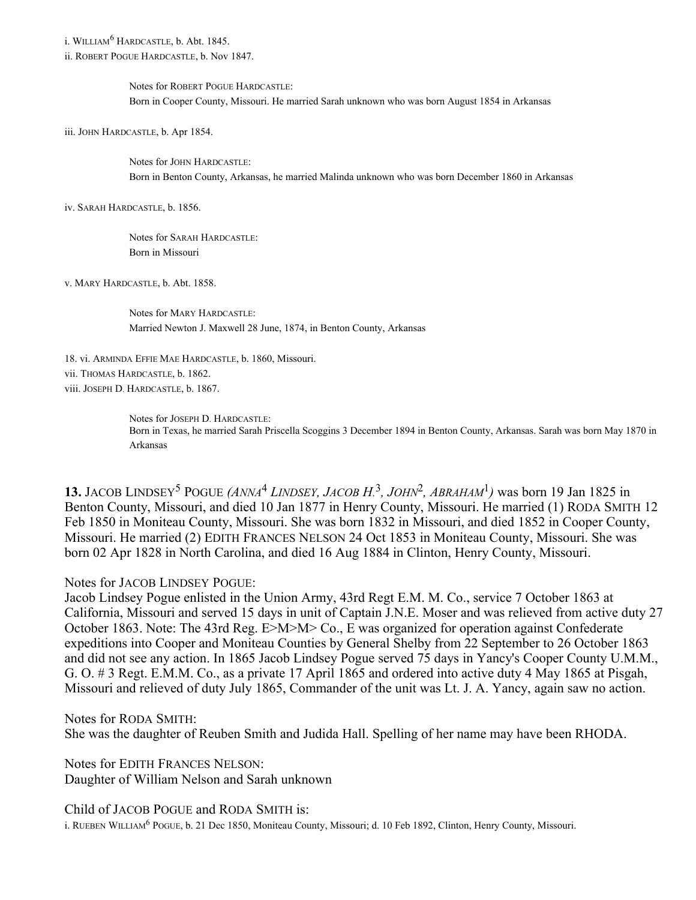i. WILLIAM[6] HARDCASTLE, b. Abt. 1845.
ii. ROBERT POGUE HARDCASTLE, b. Nov 1847.

> Notes for ROBERT POGUE HARDCASTLE:
> Born in Cooper County, Missouri. He married Sarah unknown who was born August 1854 in Arkansas

iii. JOHN HARDCASTLE, b. Apr 1854.

> Notes for JOHN HARDCASTLE:
> Born in Benton County, Arkansas, he married Malinda unknown who was born December 1860 in Arkansas

iv. SARAH HARDCASTLE, b. 1856.

> Notes for SARAH HARDCASTLE:
> Born in Missouri

v. MARY HARDCASTLE, b. Abt. 1858.

> Notes for MARY HARDCASTLE:
> Married Newton J. Maxwell 28 June, 1874, in Benton County, Arkansas

18. vi. ARMINDA EFFIE MAE HARDCASTLE, b. 1860, Missouri.
vii. THOMAS HARDCASTLE, b. 1862.
viii. JOSEPH D. HARDCASTLE, b. 1867.

> Notes for JOSEPH D. HARDCASTLE:
> Born in Texas, he married Sarah Priscella Scoggins 3 December 1894 in Benton County, Arkansas. Sarah was born May 1870 in Arkansas

**13.** JACOB LINDSEY[5] POGUE *(ANNA[4] LINDSEY, JACOB H.[3], JOHN[2], ABRAHAM[1])* was born 19 Jan 1825 in Benton County, Missouri, and died 10 Jan 1877 in Henry County, Missouri. He married (1) RODA SMITH 12 Feb 1850 in Moniteau County, Missouri. She was born 1832 in Missouri, and died 1852 in Cooper County, Missouri. He married (2) EDITH FRANCES NELSON 24 Oct 1853 in Moniteau County, Missouri. She was born 02 Apr 1828 in North Carolina, and died 16 Aug 1884 in Clinton, Henry County, Missouri.

Notes for JACOB LINDSEY POGUE:
Jacob Lindsey Pogue enlisted in the Union Army, 43rd Regt E.M. M. Co., service 7 October 1863 at California, Missouri and served 15 days in unit of Captain J.N.E. Moser and was relieved from active duty 27 October 1863. Note: The 43rd Reg. E>M>M> Co., E was organized for operation against Confederate expeditions into Cooper and Moniteau Counties by General Shelby from 22 September to 26 October 1863 and did not see any action. In 1865 Jacob Lindsey Pogue served 75 days in Yancy's Cooper County U.M.M., G. O. # 3 Regt. E.M.M. Co., as a private 17 April 1865 and ordered into active duty 4 May 1865 at Pisgah, Missouri and relieved of duty July 1865, Commander of the unit was Lt. J. A. Yancy, again saw no action.

Notes for RODA SMITH:
She was the daughter of Reuben Smith and Judida Hall. Spelling of her name may have been RHODA.

Notes for EDITH FRANCES NELSON:
Daughter of William Nelson and Sarah unknown

Child of JACOB POGUE and RODA SMITH is:
i. RUEBEN WILLIAM[6] POGUE, b. 21 Dec 1850, Moniteau County, Missouri; d. 10 Feb 1892, Clinton, Henry County, Missouri.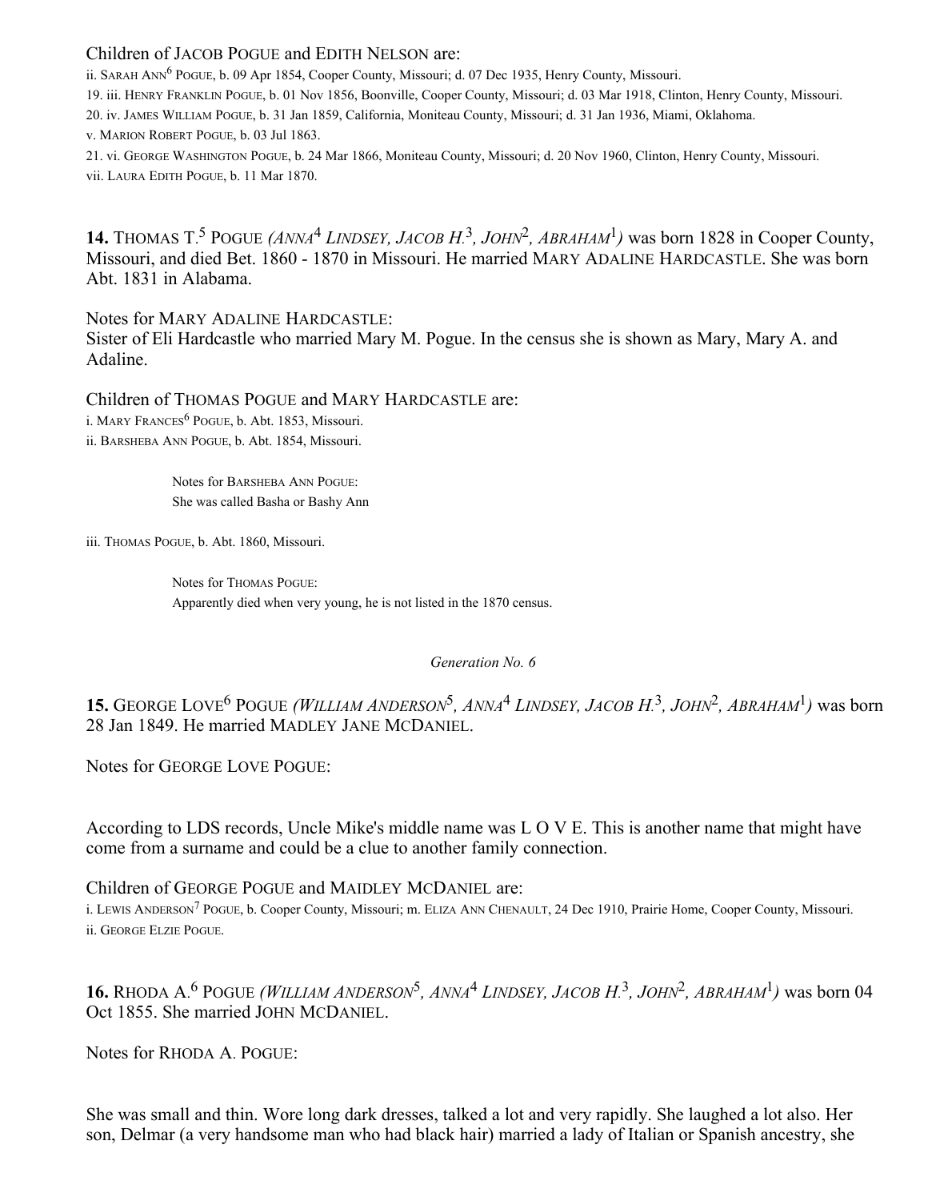Children of JACOB POGUE and EDITH NELSON are:

ii. SARAH ANN[6] POGUE, b. 09 Apr 1854, Cooper County, Missouri; d. 07 Dec 1935, Henry County, Missouri.

19. iii. HENRY FRANKLIN POGUE, b. 01 Nov 1856, Boonville, Cooper County, Missouri; d. 03 Mar 1918, Clinton, Henry County, Missouri.

20. iv. JAMES WILLIAM POGUE, b. 31 Jan 1859, California, Moniteau County, Missouri; d. 31 Jan 1936, Miami, Oklahoma.

v. MARION ROBERT POGUE, b. 03 Jul 1863.

21. vi. GEORGE WASHINGTON POGUE, b. 24 Mar 1866, Moniteau County, Missouri; d. 20 Nov 1960, Clinton, Henry County, Missouri.

vii. LAURA EDITH POGUE, b. 11 Mar 1870.

**14.** THOMAS T.[5] POGUE *(ANNA[4] LINDSEY, JACOB H.[3], JOHN[2], ABRAHAM[1])* was born 1828 in Cooper County, Missouri, and died Bet. 1860 - 1870 in Missouri. He married MARY ADALINE HARDCASTLE. She was born Abt. 1831 in Alabama.

Notes for MARY ADALINE HARDCASTLE:
Sister of Eli Hardcastle who married Mary M. Pogue. In the census she is shown as Mary, Mary A. and Adaline.

Children of THOMAS POGUE and MARY HARDCASTLE are:

i. MARY FRANCES[6] POGUE, b. Abt. 1853, Missouri.

ii. BARSHEBA ANN POGUE, b. Abt. 1854, Missouri.

> Notes for BARSHEBA ANN POGUE:
> She was called Basha or Bashy Ann

iii. THOMAS POGUE, b. Abt. 1860, Missouri.

> Notes for THOMAS POGUE:
> Apparently died when very young, he is not listed in the 1870 census.

*Generation No. 6*

**15.** GEORGE LOVE[6] POGUE *(WILLIAM ANDERSON[5], ANNA[4] LINDSEY, JACOB H.[3], JOHN[2], ABRAHAM[1])* was born 28 Jan 1849. He married MADLEY JANE MCDANIEL.

Notes for GEORGE LOVE POGUE:

According to LDS records, Uncle Mike's middle name was L O V E. This is another name that might have come from a surname and could be a clue to another family connection.

Children of GEORGE POGUE and MAIDLEY MCDANIEL are:

i. LEWIS ANDERSON[7] POGUE, b. Cooper County, Missouri; m. ELIZA ANN CHENAULT, 24 Dec 1910, Prairie Home, Cooper County, Missouri.

ii. GEORGE ELZIE POGUE.

**16.** RHODA A.[6] POGUE *(WILLIAM ANDERSON[5], ANNA[4] LINDSEY, JACOB H.[3], JOHN[2], ABRAHAM[1])* was born 04 Oct 1855. She married JOHN MCDANIEL.

Notes for RHODA A. POGUE:

She was small and thin. Wore long dark dresses, talked a lot and very rapidly. She laughed a lot also. Her son, Delmar (a very handsome man who had black hair) married a lady of Italian or Spanish ancestry, she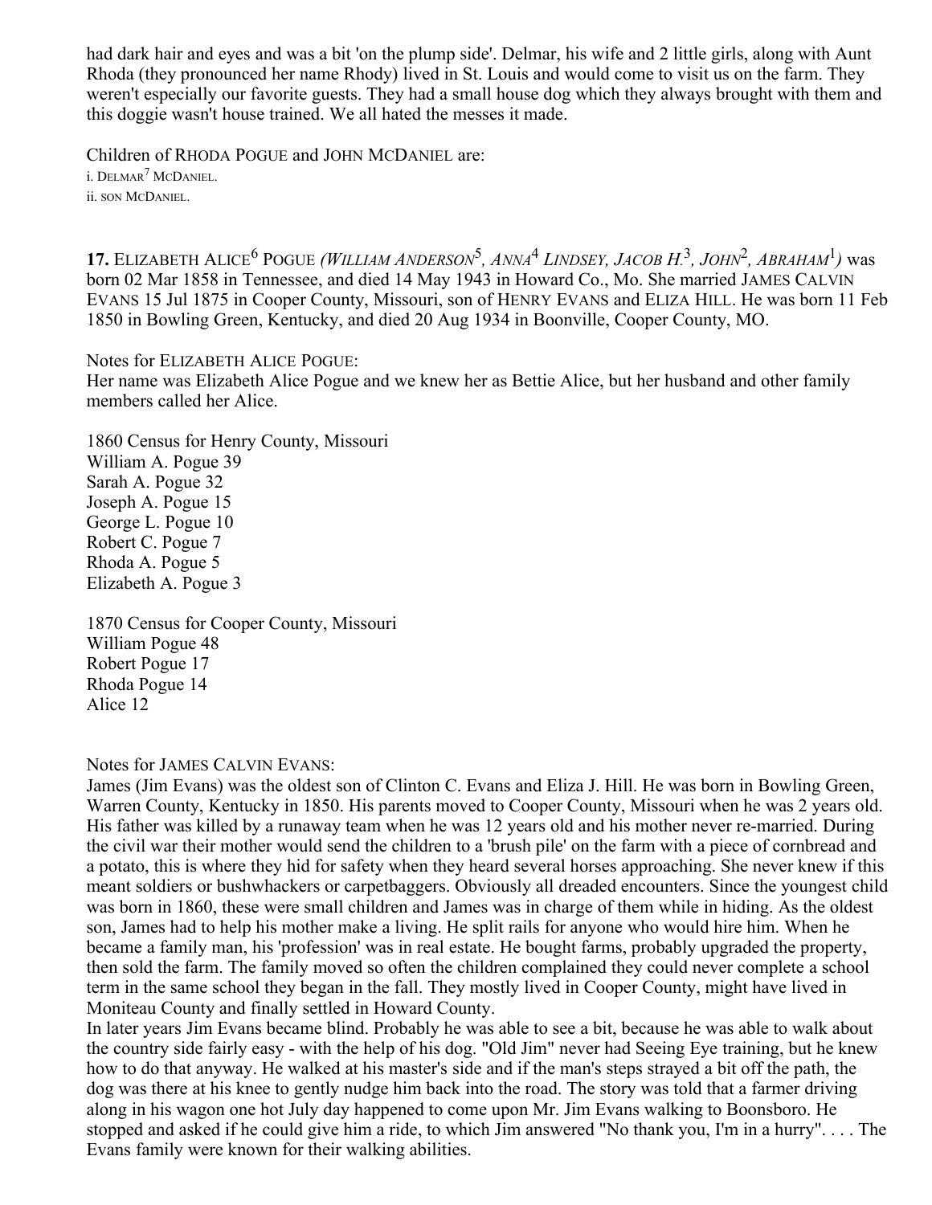had dark hair and eyes and was a bit 'on the plump side'. Delmar, his wife and 2 little girls, along with Aunt Rhoda (they pronounced her name Rhody) lived in St. Louis and would come to visit us on the farm. They weren't especially our favorite guests. They had a small house dog which they always brought with them and this doggie wasn't house trained. We all hated the messes it made.

Children of RHODA POGUE and JOHN MCDANIEL are:

i. DELMAR[7] MCDANIEL.
ii. SON MCDANIEL.

**17.** ELIZABETH ALICE[6] POGUE *(WILLIAM ANDERSON[5], ANNA[4] LINDSEY, JACOB H.[3], JOHN[2], ABRAHAM[1])* was born 02 Mar 1858 in Tennessee, and died 14 May 1943 in Howard Co., Mo. She married JAMES CALVIN EVANS 15 Jul 1875 in Cooper County, Missouri, son of HENRY EVANS and ELIZA HILL. He was born 11 Feb 1850 in Bowling Green, Kentucky, and died 20 Aug 1934 in Boonville, Cooper County, MO.

Notes for ELIZABETH ALICE POGUE:
Her name was Elizabeth Alice Pogue and we knew her as Bettie Alice, but her husband and other family members called her Alice.

1860 Census for Henry County, Missouri
William A. Pogue 39
Sarah A. Pogue 32
Joseph A. Pogue 15
George L. Pogue 10
Robert C. Pogue 7
Rhoda A. Pogue 5
Elizabeth A. Pogue 3

1870 Census for Cooper County, Missouri
William Pogue 48
Robert Pogue 17
Rhoda Pogue 14
Alice 12

Notes for JAMES CALVIN EVANS:
James (Jim Evans) was the oldest son of Clinton C. Evans and Eliza J. Hill. He was born in Bowling Green, Warren County, Kentucky in 1850. His parents moved to Cooper County, Missouri when he was 2 years old. His father was killed by a runaway team when he was 12 years old and his mother never re-married. During the civil war their mother would send the children to a 'brush pile' on the farm with a piece of cornbread and a potato, this is where they hid for safety when they heard several horses approaching. She never knew if this meant soldiers or bushwhackers or carpetbaggers. Obviously all dreaded encounters. Since the youngest child was born in 1860, these were small children and James was in charge of them while in hiding. As the oldest son, James had to help his mother make a living. He split rails for anyone who would hire him. When he became a family man, his 'profession' was in real estate. He bought farms, probably upgraded the property, then sold the farm. The family moved so often the children complained they could never complete a school term in the same school they began in the fall. They mostly lived in Cooper County, might have lived in Moniteau County and finally settled in Howard County.
In later years Jim Evans became blind. Probably he was able to see a bit, because he was able to walk about the country side fairly easy - with the help of his dog. "Old Jim" never had Seeing Eye training, but he knew how to do that anyway. He walked at his master's side and if the man's steps strayed a bit off the path, the dog was there at his knee to gently nudge him back into the road. The story was told that a farmer driving along in his wagon one hot July day happened to come upon Mr. Jim Evans walking to Boonsboro. He stopped and asked if he could give him a ride, to which Jim answered "No thank you, I'm in a hurry". . . . The Evans family were known for their walking abilities.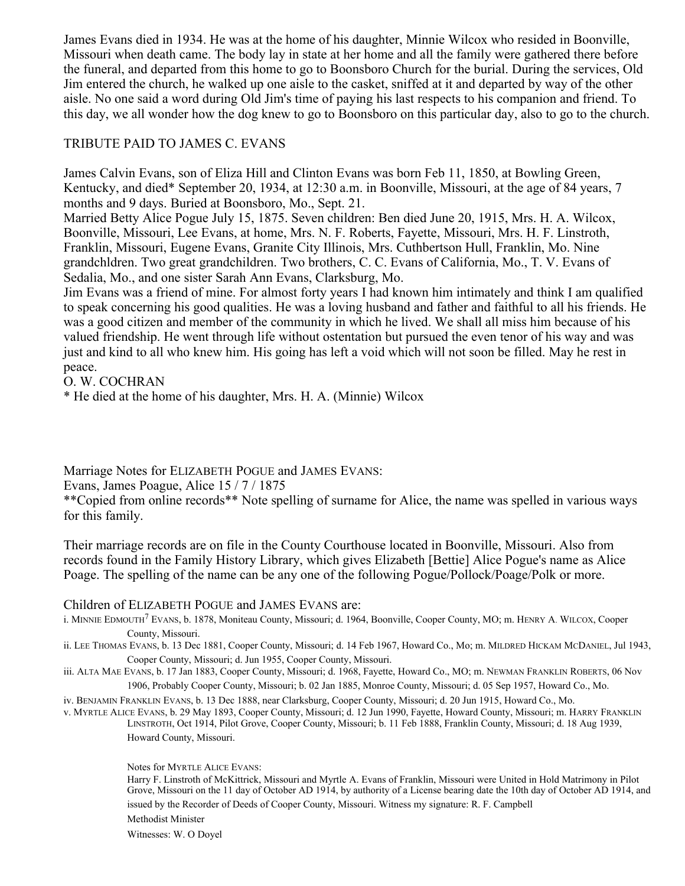James Evans died in 1934. He was at the home of his daughter, Minnie Wilcox who resided in Boonville, Missouri when death came. The body lay in state at her home and all the family were gathered there before the funeral, and departed from this home to go to Boonsboro Church for the burial. During the services, Old Jim entered the church, he walked up one aisle to the casket, sniffed at it and departed by way of the other aisle. No one said a word during Old Jim's time of paying his last respects to his companion and friend. To this day, we all wonder how the dog knew to go to Boonsboro on this particular day, also to go to the church.

TRIBUTE PAID TO JAMES C. EVANS

James Calvin Evans, son of Eliza Hill and Clinton Evans was born Feb 11, 1850, at Bowling Green, Kentucky, and died* September 20, 1934, at 12:30 a.m. in Boonville, Missouri, at the age of 84 years, 7 months and 9 days. Buried at Boonsboro, Mo., Sept. 21.
Married Betty Alice Pogue July 15, 1875. Seven children: Ben died June 20, 1915, Mrs. H. A. Wilcox, Boonville, Missouri, Lee Evans, at home, Mrs. N. F. Roberts, Fayette, Missouri, Mrs. H. F. Linstroth, Franklin, Missouri, Eugene Evans, Granite City Illinois, Mrs. Cuthbertson Hull, Franklin, Mo. Nine grandchldren. Two great grandchildren. Two brothers, C. C. Evans of California, Mo., T. V. Evans of Sedalia, Mo., and one sister Sarah Ann Evans, Clarksburg, Mo.
Jim Evans was a friend of mine. For almost forty years I had known him intimately and think I am qualified to speak concerning his good qualities. He was a loving husband and father and faithful to all his friends. He was a good citizen and member of the community in which he lived. We shall all miss him because of his valued friendship. He went through life without ostentation but pursued the even tenor of his way and was just and kind to all who knew him. His going has left a void which will not soon be filled. May he rest in peace.
O. W. COCHRAN
* He died at the home of his daughter, Mrs. H. A. (Minnie) Wilcox

Marriage Notes for ELIZABETH POGUE and JAMES EVANS:
Evans, James Poague, Alice 15 / 7 / 1875
**Copied from online records** Note spelling of surname for Alice, the name was spelled in various ways for this family.

Their marriage records are on file in the County Courthouse located in Boonville, Missouri. Also from records found in the Family History Library, which gives Elizabeth [Bettie] Alice Pogue's name as Alice Poage. The spelling of the name can be any one of the following Pogue/Pollock/Poage/Polk or more.

Children of ELIZABETH POGUE and JAMES EVANS are:

i. MINNIE EDMOUTH[7] EVANS, b. 1878, Moniteau County, Missouri; d. 1964, Boonville, Cooper County, MO; m. HENRY A. WILCOX, Cooper County, Missouri.

ii. LEE THOMAS EVANS, b. 13 Dec 1881, Cooper County, Missouri; d. 14 Feb 1967, Howard Co., Mo; m. MILDRED HICKAM MCDANIEL, Jul 1943, Cooper County, Missouri; d. Jun 1955, Cooper County, Missouri.

iii. ALTA MAE EVANS, b. 17 Jan 1883, Cooper County, Missouri; d. 1968, Fayette, Howard Co., MO; m. NEWMAN FRANKLIN ROBERTS, 06 Nov 1906, Probably Cooper County, Missouri; b. 02 Jan 1885, Monroe County, Missouri; d. 05 Sep 1957, Howard Co., Mo.

iv. BENJAMIN FRANKLIN EVANS, b. 13 Dec 1888, near Clarksburg, Cooper County, Missouri; d. 20 Jun 1915, Howard Co., Mo.

v. MYRTLE ALICE EVANS, b. 29 May 1893, Cooper County, Missouri; d. 12 Jun 1990, Fayette, Howard County, Missouri; m. HARRY FRANKLIN LINSTROTH, Oct 1914, Pilot Grove, Cooper County, Missouri; b. 11 Feb 1888, Franklin County, Missouri; d. 18 Aug 1939, Howard County, Missouri.

Notes for MYRTLE ALICE EVANS:
Harry F. Linstroth of McKittrick, Missouri and Myrtle A. Evans of Franklin, Missouri were United in Hold Matrimony in Pilot Grove, Missouri on the 11 day of October AD 1914, by authority of a License bearing date the 10th day of October AD 1914, and issued by the Recorder of Deeds of Cooper County, Missouri. Witness my signature: R. F. Campbell
Methodist Minister
Witnesses: W. O Doyel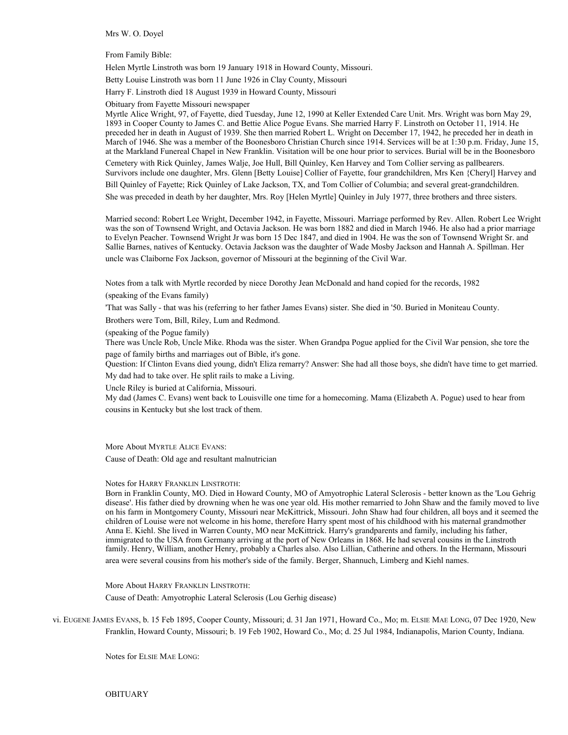Mrs W. O. Doyel

From Family Bible:

Helen Myrtle Linstroth was born 19 January 1918 in Howard County, Missouri.

Betty Louise Linstroth was born 11 June 1926 in Clay County, Missouri

Harry F. Linstroth died 18 August 1939 in Howard County, Missouri

Obituary from Fayette Missouri newspaper

Myrtle Alice Wright, 97, of Fayette, died Tuesday, June 12, 1990 at Keller Extended Care Unit. Mrs. Wright was born May 29, 1893 in Cooper County to James C. and Bettie Alice Pogue Evans. She married Harry F. Linstroth on October 11, 1914. He preceded her in death in August of 1939. She then married Robert L. Wright on December 17, 1942, he preceded her in death in March of 1946. She was a member of the Boonesboro Christian Church since 1914. Services will be at 1:30 p.m. Friday, June 15, at the Markland Funereal Chapel in New Franklin. Visitation will be one hour prior to services. Burial will be in the Boonesboro Cemetery with Rick Quinley, James Walje, Joe Hull, Bill Quinley, Ken Harvey and Tom Collier serving as pallbearers. Survivors include one daughter, Mrs. Glenn [Betty Louise] Collier of Fayette, four grandchildren, Mrs Ken {Cheryl] Harvey and Bill Quinley of Fayette; Rick Quinley of Lake Jackson, TX, and Tom Collier of Columbia; and several great-grandchildren. She was preceded in death by her daughter, Mrs. Roy [Helen Myrtle] Quinley in July 1977, three brothers and three sisters.

Married second: Robert Lee Wright, December 1942, in Fayette, Missouri. Marriage performed by Rev. Allen. Robert Lee Wright was the son of Townsend Wright, and Octavia Jackson. He was born 1882 and died in March 1946. He also had a prior marriage to Evelyn Peacher. Townsend Wright Jr was born 15 Dec 1847, and died in 1904. He was the son of Townsend Wright Sr. and Sallie Barnes, natives of Kentucky. Octavia Jackson was the daughter of Wade Mosby Jackson and Hannah A. Spillman. Her uncle was Claiborne Fox Jackson, governor of Missouri at the beginning of the Civil War.

Notes from a talk with Myrtle recorded by niece Dorothy Jean McDonald and hand copied for the records, 1982

(speaking of the Evans family)

'That was Sally - that was his (referring to her father James Evans) sister. She died in '50. Buried in Moniteau County.

Brothers were Tom, Bill, Riley, Lum and Redmond.

(speaking of the Pogue family)

There was Uncle Rob, Uncle Mike. Rhoda was the sister. When Grandpa Pogue applied for the Civil War pension, she tore the page of family births and marriages out of Bible, it's gone.

Question: If Clinton Evans died young, didn't Eliza remarry? Answer: She had all those boys, she didn't have time to get married. My dad had to take over. He split rails to make a Living.

Uncle Riley is buried at California, Missouri.

My dad (James C. Evans) went back to Louisville one time for a homecoming. Mama (Elizabeth A. Pogue) used to hear from cousins in Kentucky but she lost track of them.

More About Myrtle Alice Evans:

Cause of Death: Old age and resultant malnutrician

Notes for Harry Franklin Linstroth:

Born in Franklin County, MO. Died in Howard County, MO of Amyotrophic Lateral Sclerosis - better known as the 'Lou Gehrig disease'. His father died by drowning when he was one year old. His mother remarried to John Shaw and the family moved to live on his farm in Montgomery County, Missouri near McKittrick, Missouri. John Shaw had four children, all boys and it seemed the children of Louise were not welcome in his home, therefore Harry spent most of his childhood with his maternal grandmother Anna E. Kiehl. She lived in Warren County, MO near McKittrick. Harry's grandparents and family, including his father, immigrated to the USA from Germany arriving at the port of New Orleans in 1868. He had several cousins in the Linstroth family. Henry, William, another Henry, probably a Charles also. Also Lillian, Catherine and others. In the Hermann, Missouri area were several cousins from his mother's side of the family. Berger, Shannuch, Limberg and Kiehl names.

More About Harry Franklin Linstroth:

Cause of Death: Amyotrophic Lateral Sclerosis (Lou Gerhig disease)

vi. Eugene James Evans, b. 15 Feb 1895, Cooper County, Missouri; d. 31 Jan 1971, Howard Co., Mo; m. Elsie Mae Long, 07 Dec 1920, New Franklin, Howard County, Missouri; b. 19 Feb 1902, Howard Co., Mo; d. 25 Jul 1984, Indianapolis, Marion County, Indiana.

Notes for Elsie Mae Long:

OBITUARY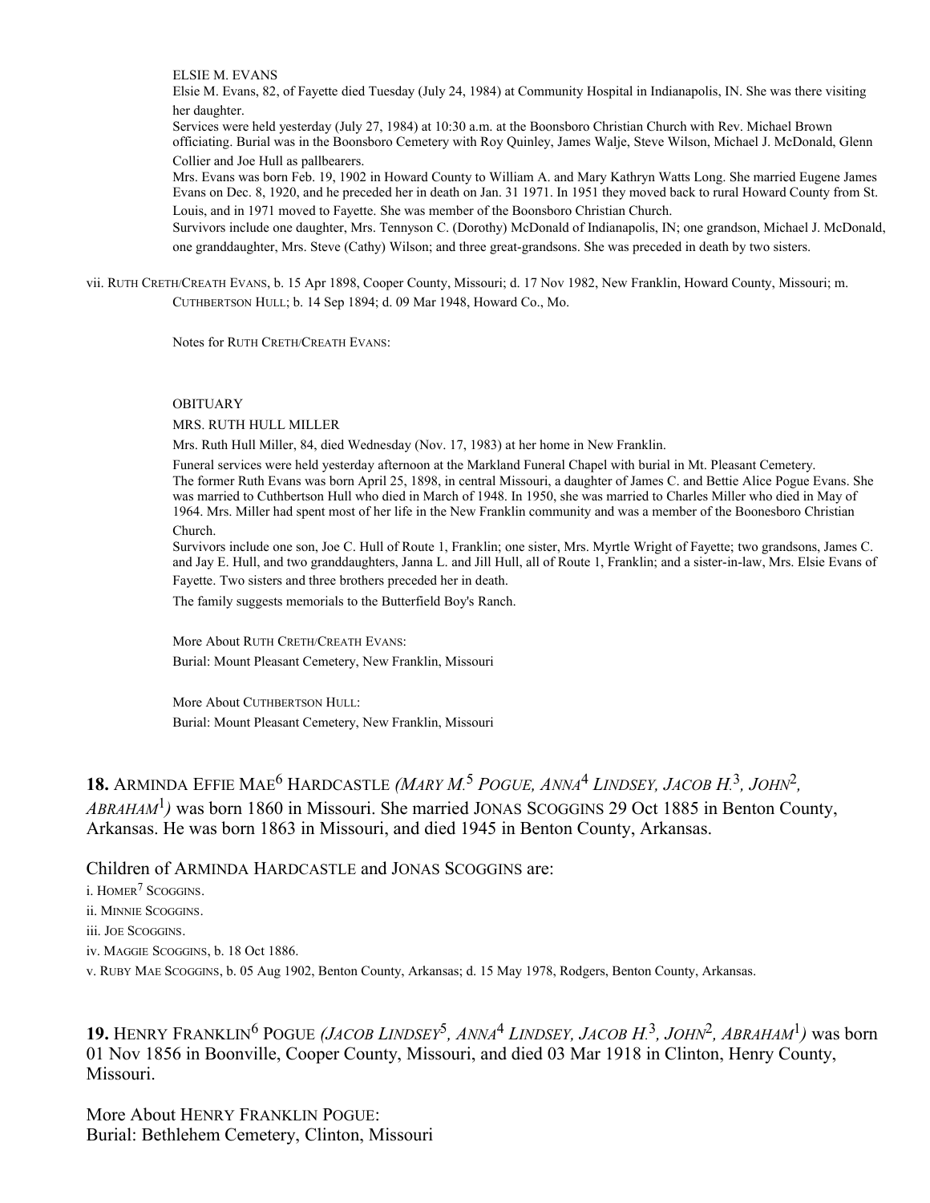ELSIE M. EVANS

Elsie M. Evans, 82, of Fayette died Tuesday (July 24, 1984) at Community Hospital in Indianapolis, IN. She was there visiting her daughter.

Services were held yesterday (July 27, 1984) at 10:30 a.m. at the Boonsboro Christian Church with Rev. Michael Brown officiating. Burial was in the Boonsboro Cemetery with Roy Quinley, James Walje, Steve Wilson, Michael J. McDonald, Glenn Collier and Joe Hull as pallbearers.

Mrs. Evans was born Feb. 19, 1902 in Howard County to William A. and Mary Kathryn Watts Long. She married Eugene James Evans on Dec. 8, 1920, and he preceded her in death on Jan. 31 1971. In 1951 they moved back to rural Howard County from St. Louis, and in 1971 moved to Fayette. She was member of the Boonsboro Christian Church.

Survivors include one daughter, Mrs. Tennyson C. (Dorothy) McDonald of Indianapolis, IN; one grandson, Michael J. McDonald, one granddaughter, Mrs. Steve (Cathy) Wilson; and three great-grandsons. She was preceded in death by two sisters.

vii. RUTH CRETH/CREATH EVANS, b. 15 Apr 1898, Cooper County, Missouri; d. 17 Nov 1982, New Franklin, Howard County, Missouri; m. CUTHBERTSON HULL; b. 14 Sep 1894; d. 09 Mar 1948, Howard Co., Mo.

Notes for RUTH CRETH/CREATH EVANS:

OBITUARY

MRS. RUTH HULL MILLER

Mrs. Ruth Hull Miller, 84, died Wednesday (Nov. 17, 1983) at her home in New Franklin.

Funeral services were held yesterday afternoon at the Markland Funeral Chapel with burial in Mt. Pleasant Cemetery.

The former Ruth Evans was born April 25, 1898, in central Missouri, a daughter of James C. and Bettie Alice Pogue Evans. She was married to Cuthbertson Hull who died in March of 1948. In 1950, she was married to Charles Miller who died in May of 1964. Mrs. Miller had spent most of her life in the New Franklin community and was a member of the Boonesboro Christian Church.

Survivors include one son, Joe C. Hull of Route 1, Franklin; one sister, Mrs. Myrtle Wright of Fayette; two grandsons, James C. and Jay E. Hull, and two granddaughters, Janna L. and Jill Hull, all of Route 1, Franklin; and a sister-in-law, Mrs. Elsie Evans of Fayette. Two sisters and three brothers preceded her in death.

The family suggests memorials to the Butterfield Boy's Ranch.

More About RUTH CRETH/CREATH EVANS:
Burial: Mount Pleasant Cemetery, New Franklin, Missouri

More About CUTHBERTSON HULL:
Burial: Mount Pleasant Cemetery, New Franklin, Missouri

**18.** ARMINDA EFFIE MAE[6] HARDCASTLE *(MARY M.[5] POGUE, ANNA[4] LINDSEY, JACOB H.[3], JOHN[2], ABRAHAM[1])* was born 1860 in Missouri. She married JONAS SCOGGINS 29 Oct 1885 in Benton County, Arkansas. He was born 1863 in Missouri, and died 1945 in Benton County, Arkansas.

Children of ARMINDA HARDCASTLE and JONAS SCOGGINS are:

i. HOMER[7] SCOGGINS.
ii. MINNIE SCOGGINS.
iii. JOE SCOGGINS.
iv. MAGGIE SCOGGINS, b. 18 Oct 1886.
v. RUBY MAE SCOGGINS, b. 05 Aug 1902, Benton County, Arkansas; d. 15 May 1978, Rodgers, Benton County, Arkansas.

**19.** HENRY FRANKLIN[6] POGUE *(JACOB LINDSEY[5], ANNA[4] LINDSEY, JACOB H.[3], JOHN[2], ABRAHAM[1])* was born 01 Nov 1856 in Boonville, Cooper County, Missouri, and died 03 Mar 1918 in Clinton, Henry County, Missouri.

More About HENRY FRANKLIN POGUE:
Burial: Bethlehem Cemetery, Clinton, Missouri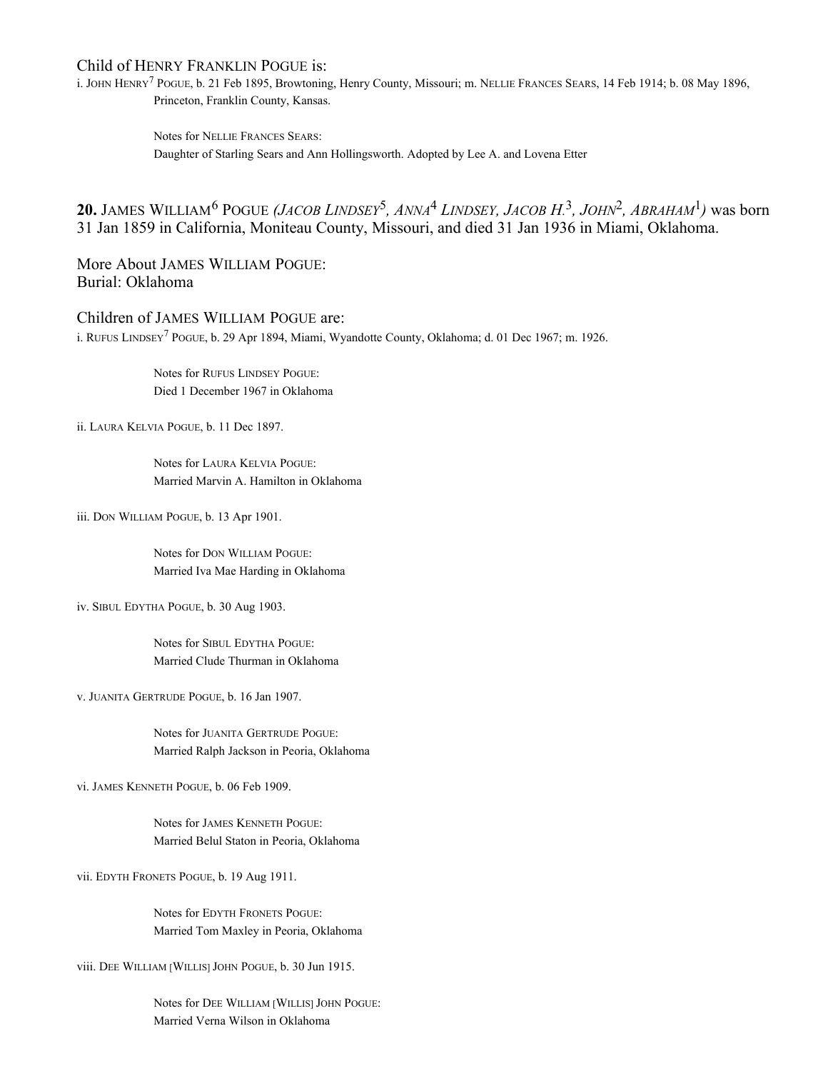Child of HENRY FRANKLIN POGUE is:

i. JOHN HENRY[7] POGUE, b. 21 Feb 1895, Browtoning, Henry County, Missouri; m. NELLIE FRANCES SEARS, 14 Feb 1914; b. 08 May 1896, Princeton, Franklin County, Kansas.

> Notes for NELLIE FRANCES SEARS:
> Daughter of Starling Sears and Ann Hollingsworth. Adopted by Lee A. and Lovena Etter

**20.** JAMES WILLIAM[6] POGUE *(JACOB LINDSEY[5], ANNA[4] LINDSEY, JACOB H.[3], JOHN[2], ABRAHAM[1])* was born 31 Jan 1859 in California, Moniteau County, Missouri, and died 31 Jan 1936 in Miami, Oklahoma.

More About JAMES WILLIAM POGUE:
Burial: Oklahoma

Children of JAMES WILLIAM POGUE are:

i. RUFUS LINDSEY[7] POGUE, b. 29 Apr 1894, Miami, Wyandotte County, Oklahoma; d. 01 Dec 1967; m. 1926.

> Notes for RUFUS LINDSEY POGUE:
> Died 1 December 1967 in Oklahoma

ii. LAURA KELVIA POGUE, b. 11 Dec 1897.

> Notes for LAURA KELVIA POGUE:
> Married Marvin A. Hamilton in Oklahoma

iii. DON WILLIAM POGUE, b. 13 Apr 1901.

> Notes for DON WILLIAM POGUE:
> Married Iva Mae Harding in Oklahoma

iv. SIBUL EDYTHA POGUE, b. 30 Aug 1903.

> Notes for SIBUL EDYTHA POGUE:
> Married Clude Thurman in Oklahoma

v. JUANITA GERTRUDE POGUE, b. 16 Jan 1907.

> Notes for JUANITA GERTRUDE POGUE:
> Married Ralph Jackson in Peoria, Oklahoma

vi. JAMES KENNETH POGUE, b. 06 Feb 1909.

> Notes for JAMES KENNETH POGUE:
> Married Belul Staton in Peoria, Oklahoma

vii. EDYTH FRONETS POGUE, b. 19 Aug 1911.

> Notes for EDYTH FRONETS POGUE:
> Married Tom Maxley in Peoria, Oklahoma

viii. DEE WILLIAM [WILLIS] JOHN POGUE, b. 30 Jun 1915.

> Notes for DEE WILLIAM [WILLIS] JOHN POGUE:
> Married Verna Wilson in Oklahoma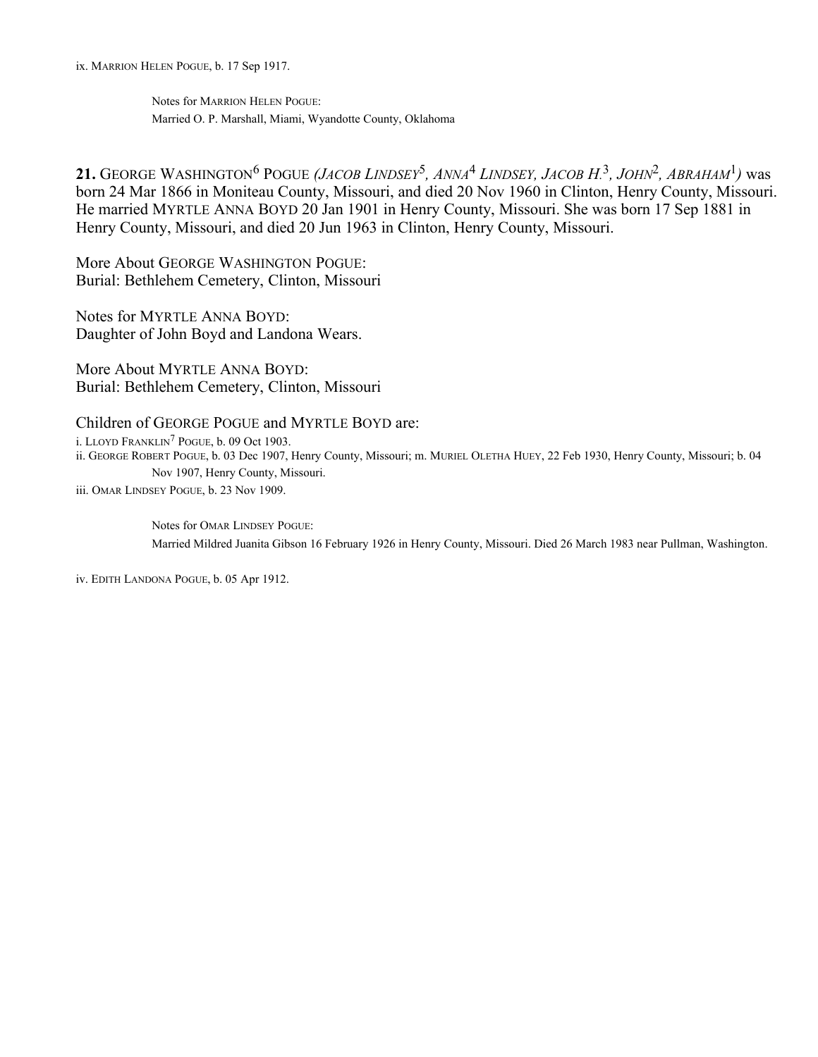ix. Marrion Helen Pogue, b. 17 Sep 1917.

> Notes for Marrion Helen Pogue:
> Married O. P. Marshall, Miami, Wyandotte County, Oklahoma

**21.** George Washington[6] Pogue *(Jacob Lindsey[5], Anna[4] Lindsey, Jacob H.[3], John[2], Abraham[1])* was born 24 Mar 1866 in Moniteau County, Missouri, and died 20 Nov 1960 in Clinton, Henry County, Missouri. He married Myrtle Anna Boyd 20 Jan 1901 in Henry County, Missouri. She was born 17 Sep 1881 in Henry County, Missouri, and died 20 Jun 1963 in Clinton, Henry County, Missouri.

More About George Washington Pogue:
Burial: Bethlehem Cemetery, Clinton, Missouri

Notes for Myrtle Anna Boyd:
Daughter of John Boyd and Landona Wears.

More About Myrtle Anna Boyd:
Burial: Bethlehem Cemetery, Clinton, Missouri

Children of George Pogue and Myrtle Boyd are:

i. Lloyd Franklin[7] Pogue, b. 09 Oct 1903.

ii. George Robert Pogue, b. 03 Dec 1907, Henry County, Missouri; m. Muriel Oletha Huey, 22 Feb 1930, Henry County, Missouri; b. 04 Nov 1907, Henry County, Missouri.

iii. Omar Lindsey Pogue, b. 23 Nov 1909.

> Notes for Omar Lindsey Pogue:
> Married Mildred Juanita Gibson 16 February 1926 in Henry County, Missouri. Died 26 March 1983 near Pullman, Washington.

iv. Edith Landona Pogue, b. 05 Apr 1912.